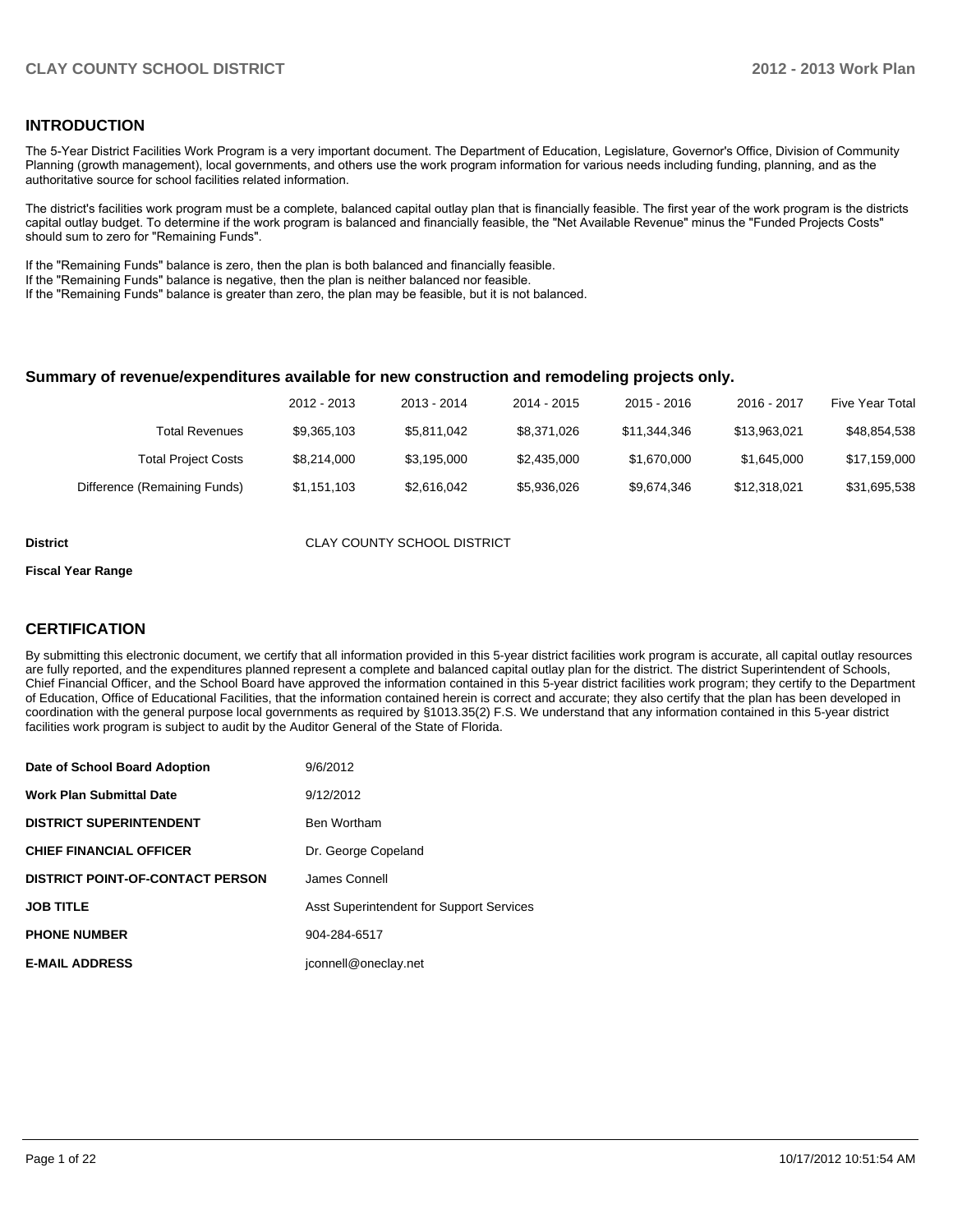## INTRODUCTION

The 5-Year District Facilities Work Program is a very important document. The Department of Education, Legislature, Governor's Office, Division of Community Planning (growth management), local governments, and others use the work program information for various needs including funding, planning, and as the authoritative source for school facilities related information.

The district's facilities work program must be a complete, balanced capital outlay plan that is financially feasible. The first year of the work program is the districts capital outlay budget. To determine if the work program is balanced and financially feasible, the "Net Available Revenue" minus the "Funded Projects Costs" should sum to zero for "Remaining Funds".

If the "Remaining Funds" balance is zero, then the plan is both balanced and financially feasible.
If the "Remaining Funds" balance is negative, then the plan is neither balanced nor feasible.
If the "Remaining Funds" balance is greater than zero, the plan may be feasible, but it is not balanced.

### Summary of revenue/expenditures available for new construction and remodeling projects only.

| | 2012 - 2013 | 2013 - 2014 | 2014 - 2015 | 2015 - 2016 | 2016 - 2017 | Five Year Total |
|---|---|---|---|---|---|---|
| Total Revenues | $9,365,103 | $5,811,042 | $8,371,026 | $11,344,346 | $13,963,021 | $48,854,538 |
| Total Project Costs | $8,214,000 | $3,195,000 | $2,435,000 | $1,670,000 | $1,645,000 | $17,159,000 |
| Difference (Remaining Funds) | $1,151,103 | $2,616,042 | $5,936,026 | $9,674,346 | $12,318,021 | $31,695,538 |

**District** CLAY COUNTY SCHOOL DISTRICT

**Fiscal Year Range**

## CERTIFICATION

By submitting this electronic document, we certify that all information provided in this 5-year district facilities work program is accurate, all capital outlay resources are fully reported, and the expenditures planned represent a complete and balanced capital outlay plan for the district. The district Superintendent of Schools, Chief Financial Officer, and the School Board have approved the information contained in this 5-year district facilities work program; they certify to the Department of Education, Office of Educational Facilities, that the information contained herein is correct and accurate; they also certify that the plan has been developed in coordination with the general purpose local governments as required by §1013.35(2) F.S. We understand that any information contained in this 5-year district facilities work program is subject to audit by the Auditor General of the State of Florida.

| | |
|---|---|
| **Date of School Board Adoption** | 9/6/2012 |
| **Work Plan Submittal Date** | 9/12/2012 |
| **DISTRICT SUPERINTENDENT** | Ben Wortham |
| **CHIEF FINANCIAL OFFICER** | Dr. George Copeland |
| **DISTRICT POINT-OF-CONTACT PERSON** | James Connell |
| **JOB TITLE** | Asst Superintendent for Support Services |
| **PHONE NUMBER** | 904-284-6517 |
| **E-MAIL ADDRESS** | jconnell@oneclay.net |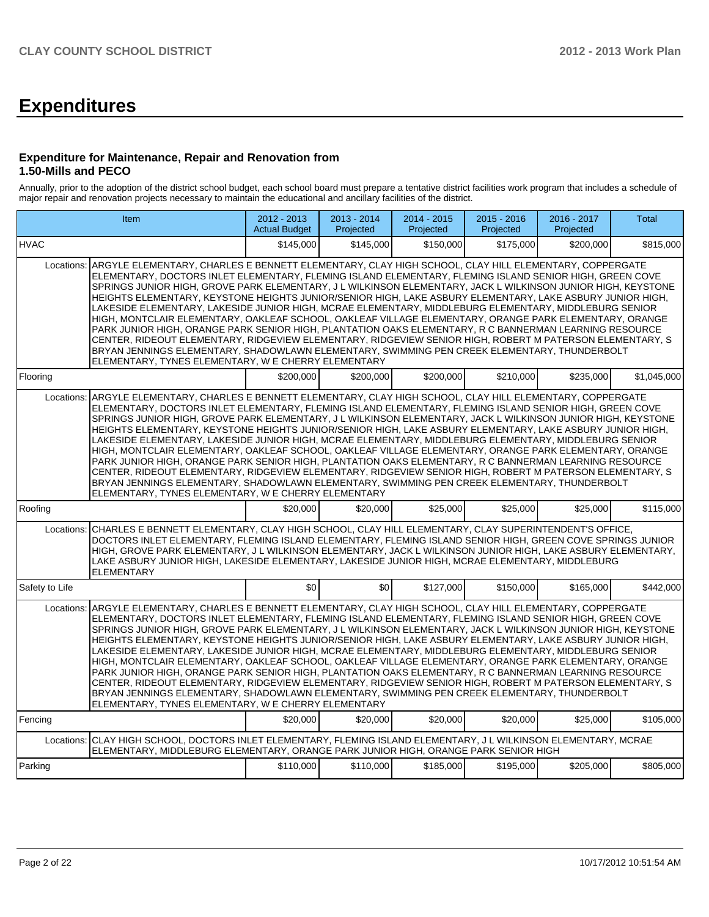# Expenditures

### Expenditure for Maintenance, Repair and Renovation from 1.50-Mills and PECO

Annually, prior to the adoption of the district school budget, each school board must prepare a tentative district facilities work program that includes a schedule of major repair and renovation projects necessary to maintain the educational and ancillary facilities of the district.

| Item | | 2012 - 2013 Actual Budget | 2013 - 2014 Projected | 2014 - 2015 Projected | 2015 - 2016 Projected | 2016 - 2017 Projected | Total |
|---|---|---|---|---|---|---|---|
| HVAC | | $145,000 | $145,000 | $150,000 | $175,000 | $200,000 | $815,000 |
| Locations: | ARGYLE ELEMENTARY, CHARLES E BENNETT ELEMENTARY, CLAY HIGH SCHOOL, CLAY HILL ELEMENTARY, COPPERGATE ELEMENTARY, DOCTORS INLET ELEMENTARY, FLEMING ISLAND ELEMENTARY, FLEMING ISLAND SENIOR HIGH, GREEN COVE SPRINGS JUNIOR HIGH, GROVE PARK ELEMENTARY, J L WILKINSON ELEMENTARY, JACK L WILKINSON JUNIOR HIGH, KEYSTONE HEIGHTS ELEMENTARY, KEYSTONE HEIGHTS JUNIOR/SENIOR HIGH, LAKE ASBURY ELEMENTARY, LAKE ASBURY JUNIOR HIGH, LAKESIDE ELEMENTARY, LAKESIDE JUNIOR HIGH, MCRAE ELEMENTARY, MIDDLEBURG ELEMENTARY, MIDDLEBURG SENIOR HIGH, MONTCLAIR ELEMENTARY, OAKLEAF SCHOOL, OAKLEAF VILLAGE ELEMENTARY, ORANGE PARK ELEMENTARY, ORANGE PARK JUNIOR HIGH, ORANGE PARK SENIOR HIGH, PLANTATION OAKS ELEMENTARY, R C BANNERMAN LEARNING RESOURCE CENTER, RIDEOUT ELEMENTARY, RIDGEVIEW ELEMENTARY, RIDGEVIEW SENIOR HIGH, ROBERT M PATERSON ELEMENTARY, S BRYAN JENNINGS ELEMENTARY, SHADOWLAWN ELEMENTARY, SWIMMING PEN CREEK ELEMENTARY, THUNDERBOLT ELEMENTARY, TYNES ELEMENTARY, W E CHERRY ELEMENTARY | | | | | | |
| Flooring | | $200,000 | $200,000 | $200,000 | $210,000 | $235,000 | $1,045,000 |
| Locations: | ARGYLE ELEMENTARY, CHARLES E BENNETT ELEMENTARY, CLAY HIGH SCHOOL, CLAY HILL ELEMENTARY, COPPERGATE ELEMENTARY, DOCTORS INLET ELEMENTARY, FLEMING ISLAND ELEMENTARY, FLEMING ISLAND SENIOR HIGH, GREEN COVE SPRINGS JUNIOR HIGH, GROVE PARK ELEMENTARY, J L WILKINSON ELEMENTARY, JACK L WILKINSON JUNIOR HIGH, KEYSTONE HEIGHTS ELEMENTARY, KEYSTONE HEIGHTS JUNIOR/SENIOR HIGH, LAKE ASBURY ELEMENTARY, LAKE ASBURY JUNIOR HIGH, LAKESIDE ELEMENTARY, LAKESIDE JUNIOR HIGH, MCRAE ELEMENTARY, MIDDLEBURG ELEMENTARY, MIDDLEBURG SENIOR HIGH, MONTCLAIR ELEMENTARY, OAKLEAF SCHOOL, OAKLEAF VILLAGE ELEMENTARY, ORANGE PARK ELEMENTARY, ORANGE PARK JUNIOR HIGH, ORANGE PARK SENIOR HIGH, PLANTATION OAKS ELEMENTARY, R C BANNERMAN LEARNING RESOURCE CENTER, RIDEOUT ELEMENTARY, RIDGEVIEW ELEMENTARY, RIDGEVIEW SENIOR HIGH, ROBERT M PATERSON ELEMENTARY, S BRYAN JENNINGS ELEMENTARY, SHADOWLAWN ELEMENTARY, SWIMMING PEN CREEK ELEMENTARY, THUNDERBOLT ELEMENTARY, TYNES ELEMENTARY, W E CHERRY ELEMENTARY | | | | | | |
| Roofing | | $20,000 | $20,000 | $25,000 | $25,000 | $25,000 | $115,000 |
| Locations: | CHARLES E BENNETT ELEMENTARY, CLAY HIGH SCHOOL, CLAY HILL ELEMENTARY, CLAY SUPERINTENDENT'S OFFICE, DOCTORS INLET ELEMENTARY, FLEMING ISLAND ELEMENTARY, FLEMING ISLAND SENIOR HIGH, GREEN COVE SPRINGS JUNIOR HIGH, GROVE PARK ELEMENTARY, J L WILKINSON ELEMENTARY, JACK L WILKINSON JUNIOR HIGH, LAKE ASBURY ELEMENTARY, LAKE ASBURY JUNIOR HIGH, LAKESIDE ELEMENTARY, LAKESIDE JUNIOR HIGH, MCRAE ELEMENTARY, MIDDLEBURG ELEMENTARY | | | | | | |
| Safety to Life | | $0 | $0 | $127,000 | $150,000 | $165,000 | $442,000 |
| Locations: | ARGYLE ELEMENTARY, CHARLES E BENNETT ELEMENTARY, CLAY HIGH SCHOOL, CLAY HILL ELEMENTARY, COPPERGATE ELEMENTARY, DOCTORS INLET ELEMENTARY, FLEMING ISLAND ELEMENTARY, FLEMING ISLAND SENIOR HIGH, GREEN COVE SPRINGS JUNIOR HIGH, GROVE PARK ELEMENTARY, J L WILKINSON ELEMENTARY, JACK L WILKINSON JUNIOR HIGH, KEYSTONE HEIGHTS ELEMENTARY, KEYSTONE HEIGHTS JUNIOR/SENIOR HIGH, LAKE ASBURY ELEMENTARY, LAKE ASBURY JUNIOR HIGH, LAKESIDE ELEMENTARY, LAKESIDE JUNIOR HIGH, MCRAE ELEMENTARY, MIDDLEBURG ELEMENTARY, MIDDLEBURG SENIOR HIGH, MONTCLAIR ELEMENTARY, OAKLEAF SCHOOL, OAKLEAF VILLAGE ELEMENTARY, ORANGE PARK ELEMENTARY, ORANGE PARK JUNIOR HIGH, ORANGE PARK SENIOR HIGH, PLANTATION OAKS ELEMENTARY, R C BANNERMAN LEARNING RESOURCE CENTER, RIDEOUT ELEMENTARY, RIDGEVIEW ELEMENTARY, RIDGEVIEW SENIOR HIGH, ROBERT M PATERSON ELEMENTARY, S BRYAN JENNINGS ELEMENTARY, SHADOWLAWN ELEMENTARY, SWIMMING PEN CREEK ELEMENTARY, THUNDERBOLT ELEMENTARY, TYNES ELEMENTARY, W E CHERRY ELEMENTARY | | | | | | |
| Fencing | | $20,000 | $20,000 | $20,000 | $20,000 | $25,000 | $105,000 |
| Locations: | CLAY HIGH SCHOOL, DOCTORS INLET ELEMENTARY, FLEMING ISLAND ELEMENTARY, J L WILKINSON ELEMENTARY, MCRAE ELEMENTARY, MIDDLEBURG ELEMENTARY, ORANGE PARK JUNIOR HIGH, ORANGE PARK SENIOR HIGH | | | | | | |
| Parking | | $110,000 | $110,000 | $185,000 | $195,000 | $205,000 | $805,000 |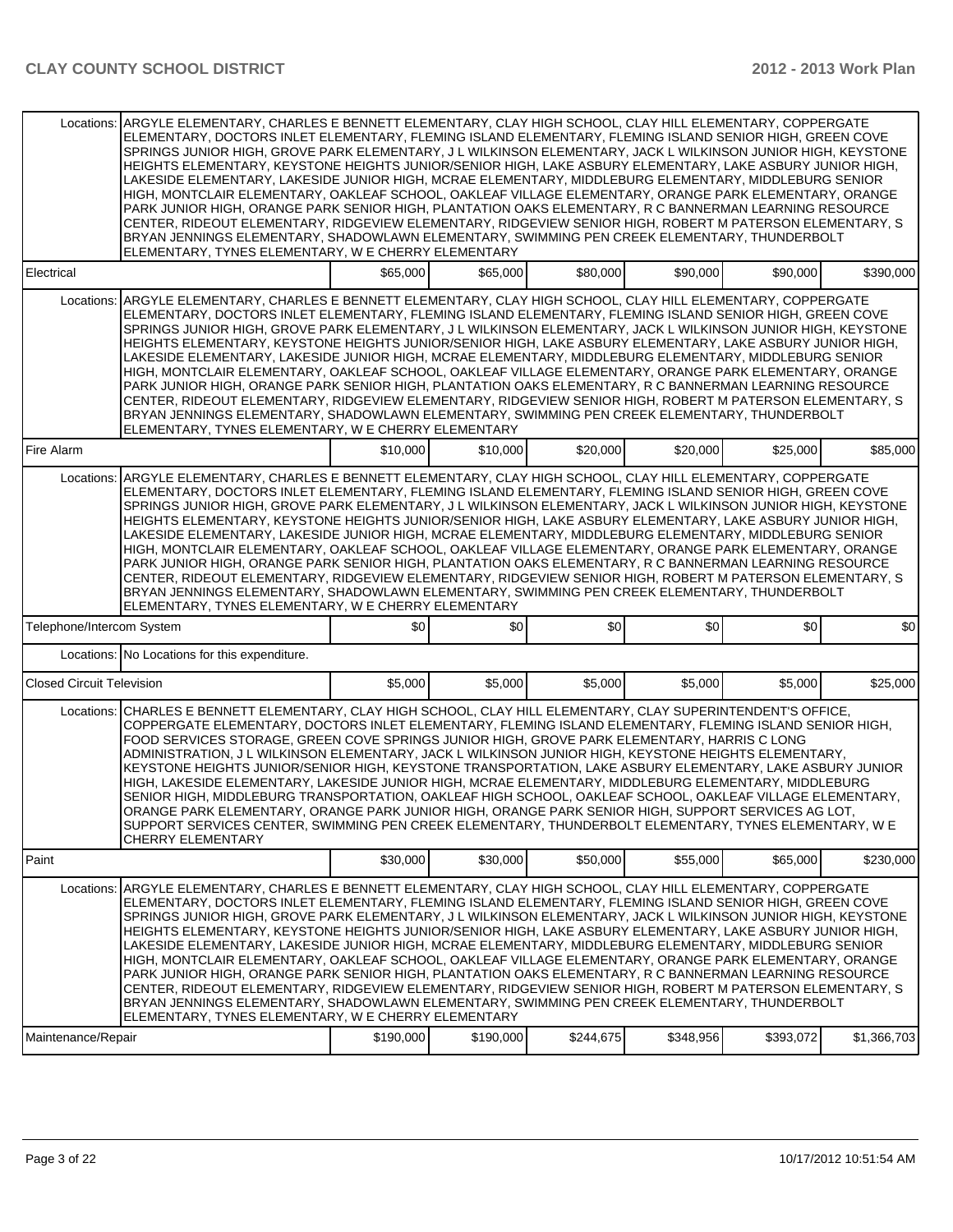| | | | | | | |
|---|---|---|---|---|---|---|
| Locations: | ARGYLE ELEMENTARY, CHARLES E BENNETT ELEMENTARY, CLAY HIGH SCHOOL, CLAY HILL ELEMENTARY, COPPERGATE ELEMENTARY, DOCTORS INLET ELEMENTARY, FLEMING ISLAND ELEMENTARY, FLEMING ISLAND SENIOR HIGH, GREEN COVE SPRINGS JUNIOR HIGH, GROVE PARK ELEMENTARY, J L WILKINSON ELEMENTARY, JACK L WILKINSON JUNIOR HIGH, KEYSTONE HEIGHTS ELEMENTARY, KEYSTONE HEIGHTS JUNIOR/SENIOR HIGH, LAKE ASBURY ELEMENTARY, LAKE ASBURY JUNIOR HIGH, LAKESIDE ELEMENTARY, LAKESIDE JUNIOR HIGH, MCRAE ELEMENTARY, MIDDLEBURG ELEMENTARY, MIDDLEBURG SENIOR HIGH, MONTCLAIR ELEMENTARY, OAKLEAF SCHOOL, OAKLEAF VILLAGE ELEMENTARY, ORANGE PARK ELEMENTARY, ORANGE PARK JUNIOR HIGH, ORANGE PARK SENIOR HIGH, PLANTATION OAKS ELEMENTARY, R C BANNERMAN LEARNING RESOURCE CENTER, RIDEOUT ELEMENTARY, RIDGEVIEW ELEMENTARY, RIDGEVIEW SENIOR HIGH, ROBERT M PATERSON ELEMENTARY, S BRYAN JENNINGS ELEMENTARY, SHADOWLAWN ELEMENTARY, SWIMMING PEN CREEK ELEMENTARY, THUNDERBOLT ELEMENTARY, TYNES ELEMENTARY, W E CHERRY ELEMENTARY | | | | | |
| Electrical | | $65,000 | $65,000 | $80,000 | $90,000 | $90,000 | $390,000 |
| Locations: | ARGYLE ELEMENTARY, CHARLES E BENNETT ELEMENTARY, CLAY HIGH SCHOOL, CLAY HILL ELEMENTARY, COPPERGATE ELEMENTARY, DOCTORS INLET ELEMENTARY, FLEMING ISLAND ELEMENTARY, FLEMING ISLAND SENIOR HIGH, GREEN COVE SPRINGS JUNIOR HIGH, GROVE PARK ELEMENTARY, J L WILKINSON ELEMENTARY, JACK L WILKINSON JUNIOR HIGH, KEYSTONE HEIGHTS ELEMENTARY, KEYSTONE HEIGHTS JUNIOR/SENIOR HIGH, LAKE ASBURY ELEMENTARY, LAKE ASBURY JUNIOR HIGH, LAKESIDE ELEMENTARY, LAKESIDE JUNIOR HIGH, MCRAE ELEMENTARY, MIDDLEBURG ELEMENTARY, MIDDLEBURG SENIOR HIGH, MONTCLAIR ELEMENTARY, OAKLEAF SCHOOL, OAKLEAF VILLAGE ELEMENTARY, ORANGE PARK ELEMENTARY, ORANGE PARK JUNIOR HIGH, ORANGE PARK SENIOR HIGH, PLANTATION OAKS ELEMENTARY, R C BANNERMAN LEARNING RESOURCE CENTER, RIDEOUT ELEMENTARY, RIDGEVIEW ELEMENTARY, RIDGEVIEW SENIOR HIGH, ROBERT M PATERSON ELEMENTARY, S BRYAN JENNINGS ELEMENTARY, SHADOWLAWN ELEMENTARY, SWIMMING PEN CREEK ELEMENTARY, THUNDERBOLT ELEMENTARY, TYNES ELEMENTARY, W E CHERRY ELEMENTARY | | | | | |
| Fire Alarm | | $10,000 | $10,000 | $20,000 | $20,000 | $25,000 | $85,000 |
| Locations: | ARGYLE ELEMENTARY, CHARLES E BENNETT ELEMENTARY, CLAY HIGH SCHOOL, CLAY HILL ELEMENTARY, COPPERGATE ELEMENTARY, DOCTORS INLET ELEMENTARY, FLEMING ISLAND ELEMENTARY, FLEMING ISLAND SENIOR HIGH, GREEN COVE SPRINGS JUNIOR HIGH, GROVE PARK ELEMENTARY, J L WILKINSON ELEMENTARY, JACK L WILKINSON JUNIOR HIGH, KEYSTONE HEIGHTS ELEMENTARY, KEYSTONE HEIGHTS JUNIOR/SENIOR HIGH, LAKE ASBURY ELEMENTARY, LAKE ASBURY JUNIOR HIGH, LAKESIDE ELEMENTARY, LAKESIDE JUNIOR HIGH, MCRAE ELEMENTARY, MIDDLEBURG ELEMENTARY, MIDDLEBURG SENIOR HIGH, MONTCLAIR ELEMENTARY, OAKLEAF SCHOOL, OAKLEAF VILLAGE ELEMENTARY, ORANGE PARK ELEMENTARY, ORANGE PARK JUNIOR HIGH, ORANGE PARK SENIOR HIGH, PLANTATION OAKS ELEMENTARY, R C BANNERMAN LEARNING RESOURCE CENTER, RIDEOUT ELEMENTARY, RIDGEVIEW ELEMENTARY, RIDGEVIEW SENIOR HIGH, ROBERT M PATERSON ELEMENTARY, S BRYAN JENNINGS ELEMENTARY, SHADOWLAWN ELEMENTARY, SWIMMING PEN CREEK ELEMENTARY, THUNDERBOLT ELEMENTARY, TYNES ELEMENTARY, W E CHERRY ELEMENTARY | | | | | |
| Telephone/Intercom System | | $0 | $0 | $0 | $0 | $0 | $0 |
| Locations: | No Locations for this expenditure. | | | | | |
| Closed Circuit Television | | $5,000 | $5,000 | $5,000 | $5,000 | $5,000 | $25,000 |
| Locations: | CHARLES E BENNETT ELEMENTARY, CLAY HIGH SCHOOL, CLAY HILL ELEMENTARY, CLAY SUPERINTENDENT'S OFFICE, COPPERGATE ELEMENTARY, DOCTORS INLET ELEMENTARY, FLEMING ISLAND ELEMENTARY, FLEMING ISLAND SENIOR HIGH, FOOD SERVICES STORAGE, GREEN COVE SPRINGS JUNIOR HIGH, GROVE PARK ELEMENTARY, HARRIS C LONG ADMINISTRATION, J L WILKINSON ELEMENTARY, JACK L WILKINSON JUNIOR HIGH, KEYSTONE HEIGHTS ELEMENTARY, KEYSTONE HEIGHTS JUNIOR/SENIOR HIGH, KEYSTONE TRANSPORTATION, LAKE ASBURY ELEMENTARY, LAKE ASBURY JUNIOR HIGH, LAKESIDE ELEMENTARY, LAKESIDE JUNIOR HIGH, MCRAE ELEMENTARY, MIDDLEBURG ELEMENTARY, MIDDLEBURG SENIOR HIGH, MIDDLEBURG TRANSPORTATION, OAKLEAF HIGH SCHOOL, OAKLEAF SCHOOL, OAKLEAF VILLAGE ELEMENTARY, ORANGE PARK ELEMENTARY, ORANGE PARK JUNIOR HIGH, ORANGE PARK SENIOR HIGH, SUPPORT SERVICES AG LOT, SUPPORT SERVICES CENTER, SWIMMING PEN CREEK ELEMENTARY, THUNDERBOLT ELEMENTARY, TYNES ELEMENTARY, W E CHERRY ELEMENTARY | | | | | |
| Paint | | $30,000 | $30,000 | $50,000 | $55,000 | $65,000 | $230,000 |
| Locations: | ARGYLE ELEMENTARY, CHARLES E BENNETT ELEMENTARY, CLAY HIGH SCHOOL, CLAY HILL ELEMENTARY, COPPERGATE ELEMENTARY, DOCTORS INLET ELEMENTARY, FLEMING ISLAND ELEMENTARY, FLEMING ISLAND SENIOR HIGH, GREEN COVE SPRINGS JUNIOR HIGH, GROVE PARK ELEMENTARY, J L WILKINSON ELEMENTARY, JACK L WILKINSON JUNIOR HIGH, KEYSTONE HEIGHTS ELEMENTARY, KEYSTONE HEIGHTS JUNIOR/SENIOR HIGH, LAKE ASBURY ELEMENTARY, LAKE ASBURY JUNIOR HIGH, LAKESIDE ELEMENTARY, LAKESIDE JUNIOR HIGH, MCRAE ELEMENTARY, MIDDLEBURG ELEMENTARY, MIDDLEBURG SENIOR HIGH, MONTCLAIR ELEMENTARY, OAKLEAF SCHOOL, OAKLEAF VILLAGE ELEMENTARY, ORANGE PARK ELEMENTARY, ORANGE PARK JUNIOR HIGH, ORANGE PARK SENIOR HIGH, PLANTATION OAKS ELEMENTARY, R C BANNERMAN LEARNING RESOURCE CENTER, RIDEOUT ELEMENTARY, RIDGEVIEW ELEMENTARY, RIDGEVIEW SENIOR HIGH, ROBERT M PATERSON ELEMENTARY, S BRYAN JENNINGS ELEMENTARY, SHADOWLAWN ELEMENTARY, SWIMMING PEN CREEK ELEMENTARY, THUNDERBOLT ELEMENTARY, TYNES ELEMENTARY, W E CHERRY ELEMENTARY | | | | | |
| Maintenance/Repair | | $190,000 | $190,000 | $244,675 | $348,956 | $393,072 | $1,366,703 |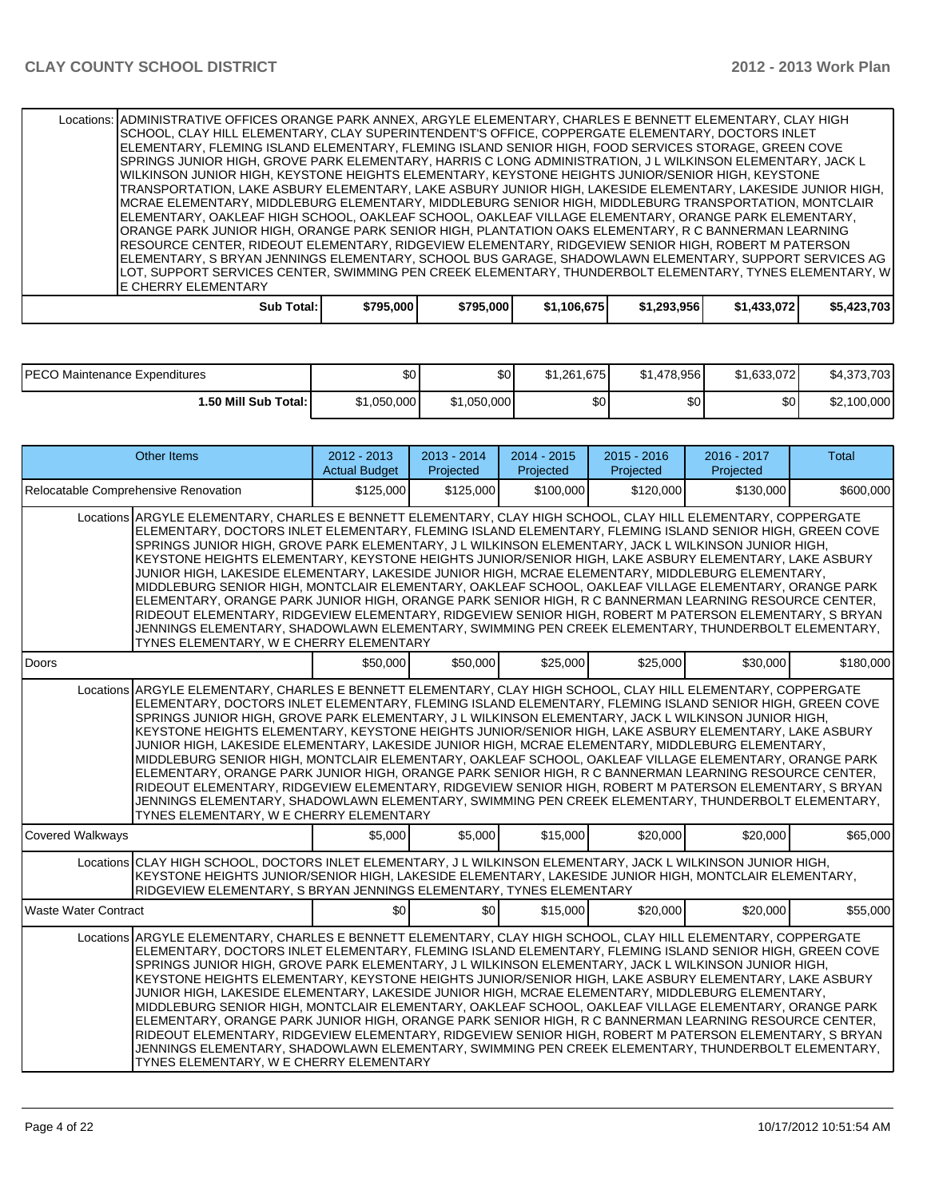| | | | | | | |
|---|---|---|---|---|---|---|
| Locations: | ADMINISTRATIVE OFFICES ORANGE PARK ANNEX, ARGYLE ELEMENTARY, CHARLES E BENNETT ELEMENTARY, CLAY HIGH SCHOOL, CLAY HILL ELEMENTARY, CLAY SUPERINTENDENT'S OFFICE, COPPERGATE ELEMENTARY, DOCTORS INLET ELEMENTARY, FLEMING ISLAND ELEMENTARY, FLEMING ISLAND SENIOR HIGH, FOOD SERVICES STORAGE, GREEN COVE SPRINGS JUNIOR HIGH, GROVE PARK ELEMENTARY, HARRIS C LONG ADMINISTRATION, J L WILKINSON ELEMENTARY, JACK L WILKINSON JUNIOR HIGH, KEYSTONE HEIGHTS ELEMENTARY, KEYSTONE HEIGHTS JUNIOR/SENIOR HIGH, KEYSTONE TRANSPORTATION, LAKE ASBURY ELEMENTARY, LAKE ASBURY JUNIOR HIGH, LAKESIDE ELEMENTARY, LAKESIDE JUNIOR HIGH, MCRAE ELEMENTARY, MIDDLEBURG ELEMENTARY, MIDDLEBURG SENIOR HIGH, MIDDLEBURG TRANSPORTATION, MONTCLAIR ELEMENTARY, OAKLEAF HIGH SCHOOL, OAKLEAF SCHOOL, OAKLEAF VILLAGE ELEMENTARY, ORANGE PARK ELEMENTARY, ORANGE PARK JUNIOR HIGH, ORANGE PARK SENIOR HIGH, PLANTATION OAKS ELEMENTARY, R C BANNERMAN LEARNING RESOURCE CENTER, RIDEOUT ELEMENTARY, RIDGEVIEW ELEMENTARY, RIDGEVIEW SENIOR HIGH, ROBERT M PATERSON ELEMENTARY, S BRYAN JENNINGS ELEMENTARY, SCHOOL BUS GARAGE, SHADOWLAWN ELEMENTARY, SUPPORT SERVICES AG LOT, SUPPORT SERVICES CENTER, SWIMMING PEN CREEK ELEMENTARY, THUNDERBOLT ELEMENTARY, TYNES ELEMENTARY, W E CHERRY ELEMENTARY | | | | | |
| **Sub Total:** | $795,000 | $795,000 | $1,106,675 | $1,293,956 | $1,433,072 | $5,423,703 |

| | | | | | | |
|---|---|---|---|---|---|---|
| PECO Maintenance Expenditures | $0 | $0 | $1,261,675 | $1,478,956 | $1,633,072 | $4,373,703 |
| **1.50 Mill Sub Total:** | $1,050,000 | $1,050,000 | $0 | $0 | $0 | $2,100,000 |

| Other Items | 2012 - 2013 Actual Budget | 2013 - 2014 Projected | 2014 - 2015 Projected | 2015 - 2016 Projected | 2016 - 2017 Projected | Total |
|---|---|---|---|---|---|---|
| Relocatable Comprehensive Renovation | $125,000 | $125,000 | $100,000 | $120,000 | $130,000 | $600,000 |
| Locations: ARGYLE ELEMENTARY, CHARLES E BENNETT ELEMENTARY, CLAY HIGH SCHOOL, CLAY HILL ELEMENTARY, COPPERGATE ELEMENTARY, DOCTORS INLET ELEMENTARY, FLEMING ISLAND ELEMENTARY, FLEMING ISLAND SENIOR HIGH, GREEN COVE SPRINGS JUNIOR HIGH, GROVE PARK ELEMENTARY, J L WILKINSON ELEMENTARY, JACK L WILKINSON JUNIOR HIGH, KEYSTONE HEIGHTS ELEMENTARY, KEYSTONE HEIGHTS JUNIOR/SENIOR HIGH, LAKE ASBURY ELEMENTARY, LAKE ASBURY JUNIOR HIGH, LAKESIDE ELEMENTARY, LAKESIDE JUNIOR HIGH, MCRAE ELEMENTARY, MIDDLEBURG ELEMENTARY, MIDDLEBURG SENIOR HIGH, MONTCLAIR ELEMENTARY, OAKLEAF SCHOOL, OAKLEAF VILLAGE ELEMENTARY, ORANGE PARK ELEMENTARY, ORANGE PARK JUNIOR HIGH, ORANGE PARK SENIOR HIGH, R C BANNERMAN LEARNING RESOURCE CENTER, RIDEOUT ELEMENTARY, RIDGEVIEW ELEMENTARY, RIDGEVIEW SENIOR HIGH, ROBERT M PATERSON ELEMENTARY, S BRYAN JENNINGS ELEMENTARY, SHADOWLAWN ELEMENTARY, SWIMMING PEN CREEK ELEMENTARY, THUNDERBOLT ELEMENTARY, TYNES ELEMENTARY, W E CHERRY ELEMENTARY | | | | | | |
| Doors | $50,000 | $50,000 | $25,000 | $25,000 | $30,000 | $180,000 |
| Locations: ARGYLE ELEMENTARY, CHARLES E BENNETT ELEMENTARY, CLAY HIGH SCHOOL, CLAY HILL ELEMENTARY, COPPERGATE ELEMENTARY, DOCTORS INLET ELEMENTARY, FLEMING ISLAND ELEMENTARY, FLEMING ISLAND SENIOR HIGH, GREEN COVE SPRINGS JUNIOR HIGH, GROVE PARK ELEMENTARY, J L WILKINSON ELEMENTARY, JACK L WILKINSON JUNIOR HIGH, KEYSTONE HEIGHTS ELEMENTARY, KEYSTONE HEIGHTS JUNIOR/SENIOR HIGH, LAKE ASBURY ELEMENTARY, LAKE ASBURY JUNIOR HIGH, LAKESIDE ELEMENTARY, LAKESIDE JUNIOR HIGH, MCRAE ELEMENTARY, MIDDLEBURG ELEMENTARY, MIDDLEBURG SENIOR HIGH, MONTCLAIR ELEMENTARY, OAKLEAF SCHOOL, OAKLEAF VILLAGE ELEMENTARY, ORANGE PARK ELEMENTARY, ORANGE PARK JUNIOR HIGH, ORANGE PARK SENIOR HIGH, R C BANNERMAN LEARNING RESOURCE CENTER, RIDEOUT ELEMENTARY, RIDGEVIEW ELEMENTARY, RIDGEVIEW SENIOR HIGH, ROBERT M PATERSON ELEMENTARY, S BRYAN JENNINGS ELEMENTARY, SHADOWLAWN ELEMENTARY, SWIMMING PEN CREEK ELEMENTARY, THUNDERBOLT ELEMENTARY, TYNES ELEMENTARY, W E CHERRY ELEMENTARY | | | | | | |
| Covered Walkways | $5,000 | $5,000 | $15,000 | $20,000 | $20,000 | $65,000 |
| Locations: CLAY HIGH SCHOOL, DOCTORS INLET ELEMENTARY, J L WILKINSON ELEMENTARY, JACK L WILKINSON JUNIOR HIGH, KEYSTONE HEIGHTS JUNIOR/SENIOR HIGH, LAKESIDE ELEMENTARY, LAKESIDE JUNIOR HIGH, MONTCLAIR ELEMENTARY, RIDGEVIEW ELEMENTARY, S BRYAN JENNINGS ELEMENTARY, TYNES ELEMENTARY | | | | | | |
| Waste Water Contract | $0 | $0 | $15,000 | $20,000 | $20,000 | $55,000 |
| Locations: ARGYLE ELEMENTARY, CHARLES E BENNETT ELEMENTARY, CLAY HIGH SCHOOL, CLAY HILL ELEMENTARY, COPPERGATE ELEMENTARY, DOCTORS INLET ELEMENTARY, FLEMING ISLAND ELEMENTARY, FLEMING ISLAND SENIOR HIGH, GREEN COVE SPRINGS JUNIOR HIGH, GROVE PARK ELEMENTARY, J L WILKINSON ELEMENTARY, JACK L WILKINSON JUNIOR HIGH, KEYSTONE HEIGHTS ELEMENTARY, KEYSTONE HEIGHTS JUNIOR/SENIOR HIGH, LAKE ASBURY ELEMENTARY, LAKE ASBURY JUNIOR HIGH, LAKESIDE ELEMENTARY, LAKESIDE JUNIOR HIGH, MCRAE ELEMENTARY, MIDDLEBURG ELEMENTARY, MIDDLEBURG SENIOR HIGH, MONTCLAIR ELEMENTARY, OAKLEAF SCHOOL, OAKLEAF VILLAGE ELEMENTARY, ORANGE PARK ELEMENTARY, ORANGE PARK JUNIOR HIGH, ORANGE PARK SENIOR HIGH, R C BANNERMAN LEARNING RESOURCE CENTER, RIDEOUT ELEMENTARY, RIDGEVIEW ELEMENTARY, RIDGEVIEW SENIOR HIGH, ROBERT M PATERSON ELEMENTARY, S BRYAN JENNINGS ELEMENTARY, SHADOWLAWN ELEMENTARY, SWIMMING PEN CREEK ELEMENTARY, THUNDERBOLT ELEMENTARY, TYNES ELEMENTARY, W E CHERRY ELEMENTARY | | | | | | |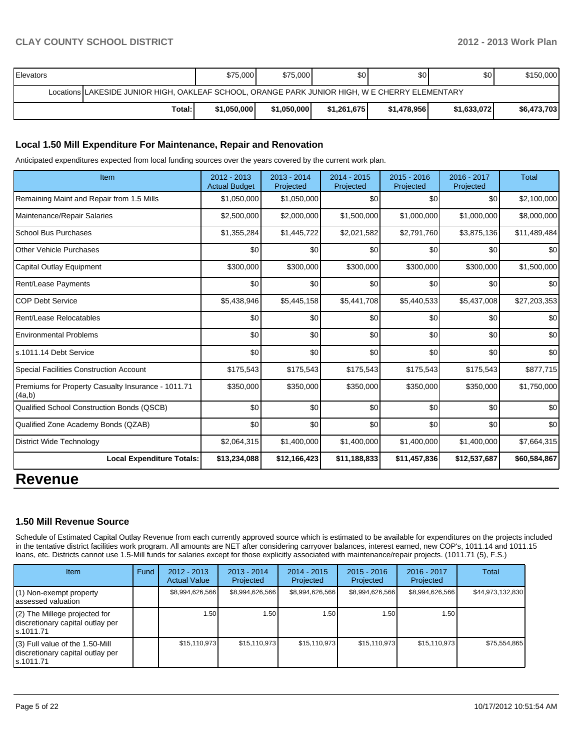| Elevators | | $75,000 | $75,000 | $0 | $0 | $0 | $150,000 |
|---|---|---|---|---|---|---|---|
| | Locations | LAKESIDE JUNIOR HIGH, OAKLEAF SCHOOL, ORANGE PARK JUNIOR HIGH, W E CHERRY ELEMENTARY | | | | | |
| | Total: | $1,050,000 | $1,050,000 | $1,261,675 | $1,478,956 | $1,633,072 | $6,473,703 |

### Local 1.50 Mill Expenditure For Maintenance, Repair and Renovation

Anticipated expenditures expected from local funding sources over the years covered by the current work plan.

| Item | 2012 - 2013 Actual Budget | 2013 - 2014 Projected | 2014 - 2015 Projected | 2015 - 2016 Projected | 2016 - 2017 Projected | Total |
|---|---|---|---|---|---|---|
| Remaining Maint and Repair from 1.5 Mills | $1,050,000 | $1,050,000 | $0 | $0 | $0 | $2,100,000 |
| Maintenance/Repair Salaries | $2,500,000 | $2,000,000 | $1,500,000 | $1,000,000 | $1,000,000 | $8,000,000 |
| School Bus Purchases | $1,355,284 | $1,445,722 | $2,021,582 | $2,791,760 | $3,875,136 | $11,489,484 |
| Other Vehicle Purchases | $0 | $0 | $0 | $0 | $0 | $0 |
| Capital Outlay Equipment | $300,000 | $300,000 | $300,000 | $300,000 | $300,000 | $1,500,000 |
| Rent/Lease Payments | $0 | $0 | $0 | $0 | $0 | $0 |
| COP Debt Service | $5,438,946 | $5,445,158 | $5,441,708 | $5,440,533 | $5,437,008 | $27,203,353 |
| Rent/Lease Relocatables | $0 | $0 | $0 | $0 | $0 | $0 |
| Environmental Problems | $0 | $0 | $0 | $0 | $0 | $0 |
| s.1011.14 Debt Service | $0 | $0 | $0 | $0 | $0 | $0 |
| Special Facilities Construction Account | $175,543 | $175,543 | $175,543 | $175,543 | $175,543 | $877,715 |
| Premiums for Property Casualty Insurance - 1011.71 (4a,b) | $350,000 | $350,000 | $350,000 | $350,000 | $350,000 | $1,750,000 |
| Qualified School Construction Bonds (QSCB) | $0 | $0 | $0 | $0 | $0 | $0 |
| Qualified Zone Academy Bonds (QZAB) | $0 | $0 | $0 | $0 | $0 | $0 |
| District Wide Technology | $2,064,315 | $1,400,000 | $1,400,000 | $1,400,000 | $1,400,000 | $7,664,315 |
| **Local Expenditure Totals:** | **$13,234,088** | **$12,166,423** | **$11,188,833** | **$11,457,836** | **$12,537,687** | **$60,584,867** |

# Revenue

### 1.50 Mill Revenue Source

Schedule of Estimated Capital Outlay Revenue from each currently approved source which is estimated to be available for expenditures on the projects included in the tentative district facilities work program. All amounts are NET after considering carryover balances, interest earned, new COP's, 1011.14 and 1011.15 loans, etc. Districts cannot use 1.5-Mill funds for salaries except for those explicitly associated with maintenance/repair projects. (1011.71 (5), F.S.)

| Item | Fund | 2012 - 2013 Actual Value | 2013 - 2014 Projected | 2014 - 2015 Projected | 2015 - 2016 Projected | 2016 - 2017 Projected | Total |
|---|---|---|---|---|---|---|---|
| (1) Non-exempt property assessed valuation | | $8,994,626,566 | $8,994,626,566 | $8,994,626,566 | $8,994,626,566 | $8,994,626,566 | $44,973,132,830 |
| (2) The Millege projected for discretionary capital outlay per s.1011.71 | | 1.50 | 1.50 | 1.50 | 1.50 | 1.50 | |
| (3) Full value of the 1.50-Mill discretionary capital outlay per s.1011.71 | | $15,110,973 | $15,110,973 | $15,110,973 | $15,110,973 | $15,110,973 | $75,554,865 |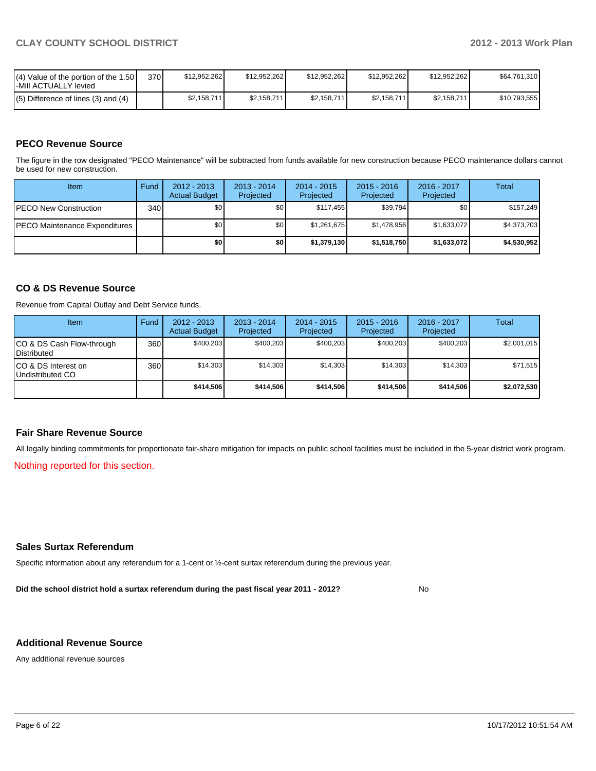| | | | | | | | |
|---|---|---|---|---|---|---|---|
| (4) Value of the portion of the 1.50 -Mill ACTUALLY levied | 370 | $12,952,262 | $12,952,262 | $12,952,262 | $12,952,262 | $12,952,262 | $64,761,310 |
| (5) Difference of lines (3) and (4) | | $2,158,711 | $2,158,711 | $2,158,711 | $2,158,711 | $2,158,711 | $10,793,555 |

## PECO Revenue Source

The figure in the row designated "PECO Maintenance" will be subtracted from funds available for new construction because PECO maintenance dollars cannot be used for new construction.

| Item | Fund | 2012 - 2013 Actual Budget | 2013 - 2014 Projected | 2014 - 2015 Projected | 2015 - 2016 Projected | 2016 - 2017 Projected | Total |
|---|---|---|---|---|---|---|---|
| PECO New Construction | 340 | $0 | $0 | $117,455 | $39,794 | $0 | $157,249 |
| PECO Maintenance Expenditures | | $0 | $0 | $1,261,675 | $1,478,956 | $1,633,072 | $4,373,703 |
| | | **$0** | **$0** | **$1,379,130** | **$1,518,750** | **$1,633,072** | **$4,530,952** |

## CO & DS Revenue Source

Revenue from Capital Outlay and Debt Service funds.

| Item | Fund | 2012 - 2013 Actual Budget | 2013 - 2014 Projected | 2014 - 2015 Projected | 2015 - 2016 Projected | 2016 - 2017 Projected | Total |
|---|---|---|---|---|---|---|---|
| CO & DS Cash Flow-through Distributed | 360 | $400,203 | $400,203 | $400,203 | $400,203 | $400,203 | $2,001,015 |
| CO & DS Interest on Undistributed CO | 360 | $14,303 | $14,303 | $14,303 | $14,303 | $14,303 | $71,515 |
| | | **$414,506** | **$414,506** | **$414,506** | **$414,506** | **$414,506** | **$2,072,530** |

## Fair Share Revenue Source

All legally binding commitments for proportionate fair-share mitigation for impacts on public school facilities must be included in the 5-year district work program.

Nothing reported for this section.

## Sales Surtax Referendum

Specific information about any referendum for a 1-cent or ½-cent surtax referendum during the previous year.

**Did the school district hold a surtax referendum during the past fiscal year 2011 - 2012?** No

## Additional Revenue Source

Any additional revenue sources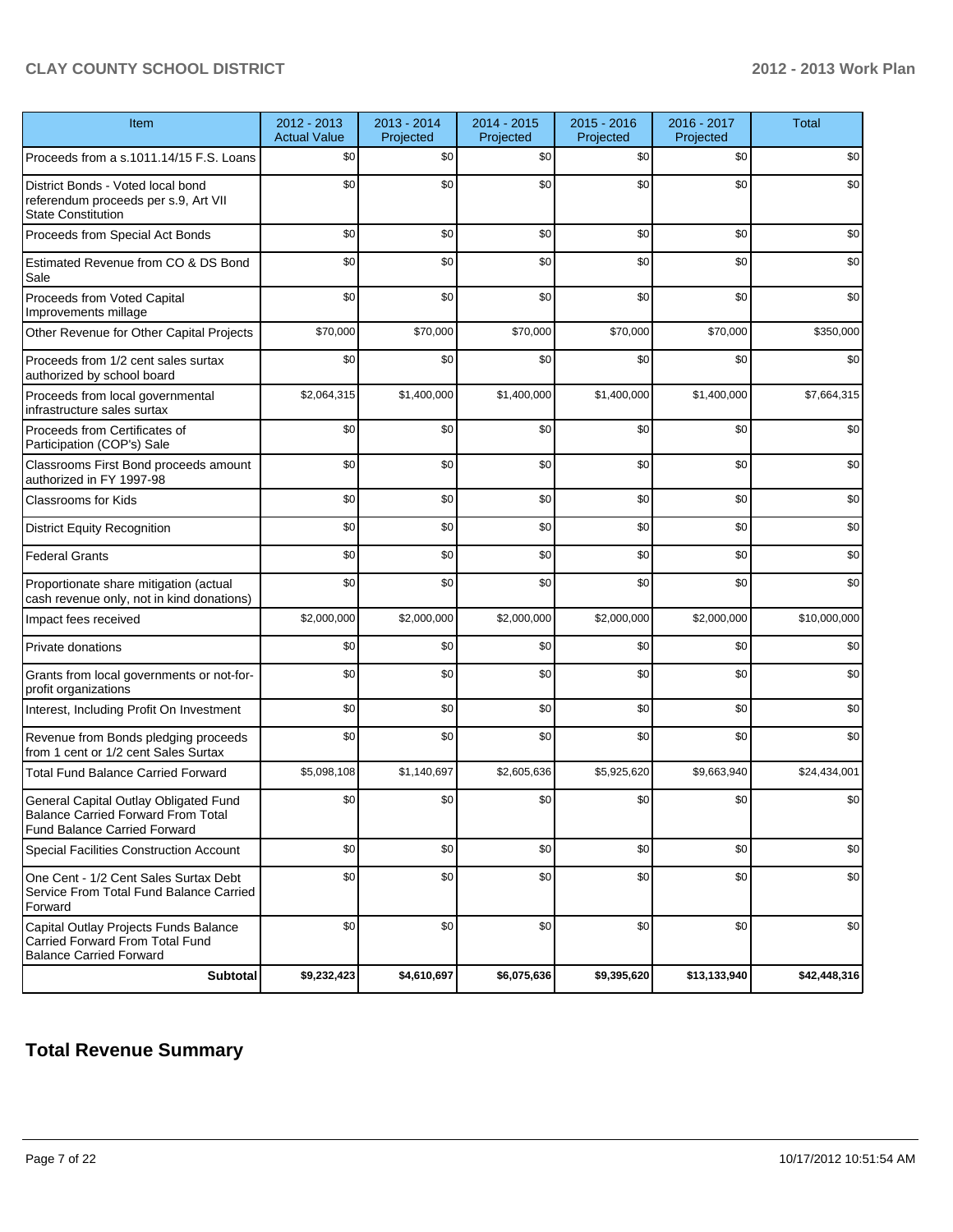| Item | 2012 - 2013 Actual Value | 2013 - 2014 Projected | 2014 - 2015 Projected | 2015 - 2016 Projected | 2016 - 2017 Projected | Total |
|---|---|---|---|---|---|---|
| Proceeds from a s.1011.14/15 F.S. Loans | $0 | $0 | $0 | $0 | $0 | $0 |
| District Bonds - Voted local bond referendum proceeds per s.9, Art VII State Constitution | $0 | $0 | $0 | $0 | $0 | $0 |
| Proceeds from Special Act Bonds | $0 | $0 | $0 | $0 | $0 | $0 |
| Estimated Revenue from CO & DS Bond Sale | $0 | $0 | $0 | $0 | $0 | $0 |
| Proceeds from Voted Capital Improvements millage | $0 | $0 | $0 | $0 | $0 | $0 |
| Other Revenue for Other Capital Projects | $70,000 | $70,000 | $70,000 | $70,000 | $70,000 | $350,000 |
| Proceeds from 1/2 cent sales surtax authorized by school board | $0 | $0 | $0 | $0 | $0 | $0 |
| Proceeds from local governmental infrastructure sales surtax | $2,064,315 | $1,400,000 | $1,400,000 | $1,400,000 | $1,400,000 | $7,664,315 |
| Proceeds from Certificates of Participation (COP's) Sale | $0 | $0 | $0 | $0 | $0 | $0 |
| Classrooms First Bond proceeds amount authorized in FY 1997-98 | $0 | $0 | $0 | $0 | $0 | $0 |
| Classrooms for Kids | $0 | $0 | $0 | $0 | $0 | $0 |
| District Equity Recognition | $0 | $0 | $0 | $0 | $0 | $0 |
| Federal Grants | $0 | $0 | $0 | $0 | $0 | $0 |
| Proportionate share mitigation (actual cash revenue only, not in kind donations) | $0 | $0 | $0 | $0 | $0 | $0 |
| Impact fees received | $2,000,000 | $2,000,000 | $2,000,000 | $2,000,000 | $2,000,000 | $10,000,000 |
| Private donations | $0 | $0 | $0 | $0 | $0 | $0 |
| Grants from local governments or not-for-profit organizations | $0 | $0 | $0 | $0 | $0 | $0 |
| Interest, Including Profit On Investment | $0 | $0 | $0 | $0 | $0 | $0 |
| Revenue from Bonds pledging proceeds from 1 cent or 1/2 cent Sales Surtax | $0 | $0 | $0 | $0 | $0 | $0 |
| Total Fund Balance Carried Forward | $5,098,108 | $1,140,697 | $2,605,636 | $5,925,620 | $9,663,940 | $24,434,001 |
| General Capital Outlay Obligated Fund Balance Carried Forward From Total Fund Balance Carried Forward | $0 | $0 | $0 | $0 | $0 | $0 |
| Special Facilities Construction Account | $0 | $0 | $0 | $0 | $0 | $0 |
| One Cent - 1/2 Cent Sales Surtax Debt Service From Total Fund Balance Carried Forward | $0 | $0 | $0 | $0 | $0 | $0 |
| Capital Outlay Projects Funds Balance Carried Forward From Total Fund Balance Carried Forward | $0 | $0 | $0 | $0 | $0 | $0 |
| **Subtotal** | **$9,232,423** | **$4,610,697** | **$6,075,636** | **$9,395,620** | **$13,133,940** | **$42,448,316** |

## Total Revenue Summary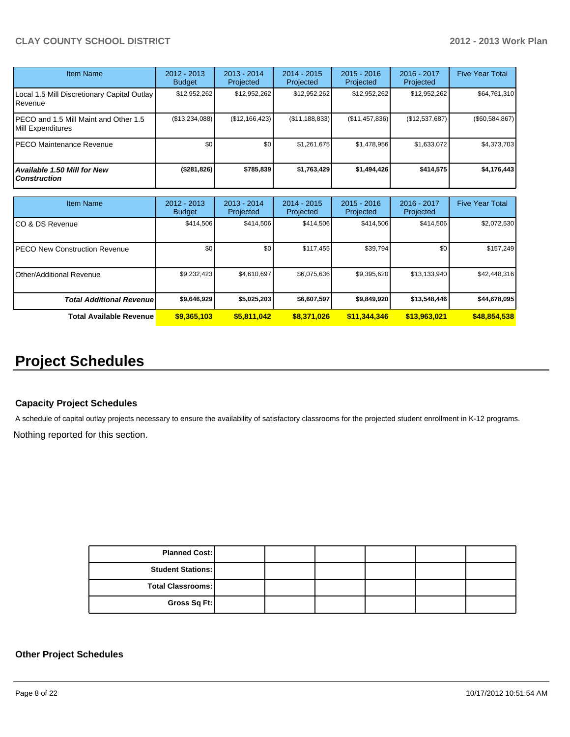| Item Name | 2012 - 2013 Budget | 2013 - 2014 Projected | 2014 - 2015 Projected | 2015 - 2016 Projected | 2016 - 2017 Projected | Five Year Total |
|---|---|---|---|---|---|---|
| Local 1.5 Mill Discretionary Capital Outlay Revenue | $12,952,262 | $12,952,262 | $12,952,262 | $12,952,262 | $12,952,262 | $64,761,310 |
| PECO and 1.5 Mill Maint and Other 1.5 Mill Expenditures | ($13,234,088) | ($12,166,423) | ($11,188,833) | ($11,457,836) | ($12,537,687) | ($60,584,867) |
| PECO Maintenance Revenue | $0 | $0 | $1,261,675 | $1,478,956 | $1,633,072 | $4,373,703 |
| ***Available 1.50 Mill for New Construction*** | **($281,826)** | **$785,839** | **$1,763,429** | **$1,494,426** | **$414,575** | **$4,176,443** |

| Item Name | 2012 - 2013 Budget | 2013 - 2014 Projected | 2014 - 2015 Projected | 2015 - 2016 Projected | 2016 - 2017 Projected | Five Year Total |
|---|---|---|---|---|---|---|
| CO & DS Revenue | $414,506 | $414,506 | $414,506 | $414,506 | $414,506 | $2,072,530 |
| PECO New Construction Revenue | $0 | $0 | $117,455 | $39,794 | $0 | $157,249 |
| Other/Additional Revenue | $9,232,423 | $4,610,697 | $6,075,636 | $9,395,620 | $13,133,940 | $42,448,316 |
| ***Total Additional Revenue*** | **$9,646,929** | **$5,025,203** | **$6,607,597** | **$9,849,920** | **$13,548,446** | **$44,678,095** |
| **Total Available Revenue** | **$9,365,103** | **$5,811,042** | **$8,371,026** | **$11,344,346** | **$13,963,021** | **$48,854,538** |

# Project Schedules

### Capacity Project Schedules

A schedule of capital outlay projects necessary to ensure the availability of satisfactory classrooms for the projected student enrollment in K-12 programs.

Nothing reported for this section.

| | | | | | | |
|---|---|---|---|---|---|---|
| **Planned Cost:** | | | | | | |
| **Student Stations:** | | | | | | |
| **Total Classrooms:** | | | | | | |
| **Gross Sq Ft:** | | | | | | |

### Other Project Schedules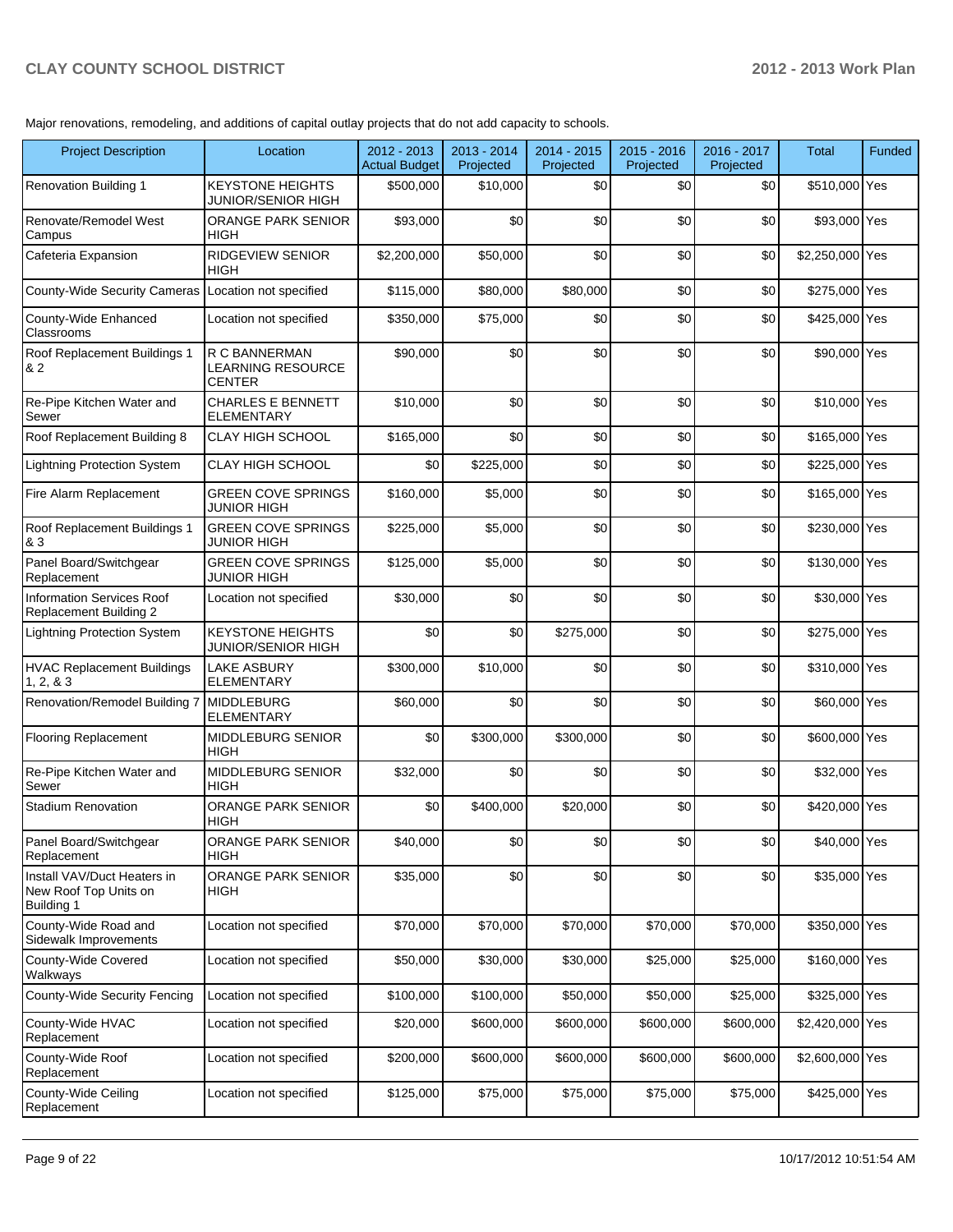Major renovations, remodeling, and additions of capital outlay projects that do not add capacity to schools.

| Project Description | Location | 2012 - 2013 Actual Budget | 2013 - 2014 Projected | 2014 - 2015 Projected | 2015 - 2016 Projected | 2016 - 2017 Projected | Total | Funded |
|---|---|---|---|---|---|---|---|---|
| Renovation Building 1 | KEYSTONE HEIGHTS JUNIOR/SENIOR HIGH | $500,000 | $10,000 | $0 | $0 | $0 | $510,000 | Yes |
| Renovate/Remodel West Campus | ORANGE PARK SENIOR HIGH | $93,000 | $0 | $0 | $0 | $0 | $93,000 | Yes |
| Cafeteria Expansion | RIDGEVIEW SENIOR HIGH | $2,200,000 | $50,000 | $0 | $0 | $0 | $2,250,000 | Yes |
| County-Wide Security Cameras | Location not specified | $115,000 | $80,000 | $80,000 | $0 | $0 | $275,000 | Yes |
| County-Wide Enhanced Classrooms | Location not specified | $350,000 | $75,000 | $0 | $0 | $0 | $425,000 | Yes |
| Roof Replacement Buildings 1 & 2 | R C BANNERMAN LEARNING RESOURCE CENTER | $90,000 | $0 | $0 | $0 | $0 | $90,000 | Yes |
| Re-Pipe Kitchen Water and Sewer | CHARLES E BENNETT ELEMENTARY | $10,000 | $0 | $0 | $0 | $0 | $10,000 | Yes |
| Roof Replacement Building 8 | CLAY HIGH SCHOOL | $165,000 | $0 | $0 | $0 | $0 | $165,000 | Yes |
| Lightning Protection System | CLAY HIGH SCHOOL | $0 | $225,000 | $0 | $0 | $0 | $225,000 | Yes |
| Fire Alarm Replacement | GREEN COVE SPRINGS JUNIOR HIGH | $160,000 | $5,000 | $0 | $0 | $0 | $165,000 | Yes |
| Roof Replacement Buildings 1 & 3 | GREEN COVE SPRINGS JUNIOR HIGH | $225,000 | $5,000 | $0 | $0 | $0 | $230,000 | Yes |
| Panel Board/Switchgear Replacement | GREEN COVE SPRINGS JUNIOR HIGH | $125,000 | $5,000 | $0 | $0 | $0 | $130,000 | Yes |
| Information Services Roof Replacement Building 2 | Location not specified | $30,000 | $0 | $0 | $0 | $0 | $30,000 | Yes |
| Lightning Protection System | KEYSTONE HEIGHTS JUNIOR/SENIOR HIGH | $0 | $0 | $275,000 | $0 | $0 | $275,000 | Yes |
| HVAC Replacement Buildings 1, 2, & 3 | LAKE ASBURY ELEMENTARY | $300,000 | $10,000 | $0 | $0 | $0 | $310,000 | Yes |
| Renovation/Remodel Building 7 | MIDDLEBURG ELEMENTARY | $60,000 | $0 | $0 | $0 | $0 | $60,000 | Yes |
| Flooring Replacement | MIDDLEBURG SENIOR HIGH | $0 | $300,000 | $300,000 | $0 | $0 | $600,000 | Yes |
| Re-Pipe Kitchen Water and Sewer | MIDDLEBURG SENIOR HIGH | $32,000 | $0 | $0 | $0 | $0 | $32,000 | Yes |
| Stadium Renovation | ORANGE PARK SENIOR HIGH | $0 | $400,000 | $20,000 | $0 | $0 | $420,000 | Yes |
| Panel Board/Switchgear Replacement | ORANGE PARK SENIOR HIGH | $40,000 | $0 | $0 | $0 | $0 | $40,000 | Yes |
| Install VAV/Duct Heaters in New Roof Top Units on Building 1 | ORANGE PARK SENIOR HIGH | $35,000 | $0 | $0 | $0 | $0 | $35,000 | Yes |
| County-Wide Road and Sidewalk Improvements | Location not specified | $70,000 | $70,000 | $70,000 | $70,000 | $70,000 | $350,000 | Yes |
| County-Wide Covered Walkways | Location not specified | $50,000 | $30,000 | $30,000 | $25,000 | $25,000 | $160,000 | Yes |
| County-Wide Security Fencing | Location not specified | $100,000 | $100,000 | $50,000 | $50,000 | $25,000 | $325,000 | Yes |
| County-Wide HVAC Replacement | Location not specified | $20,000 | $600,000 | $600,000 | $600,000 | $600,000 | $2,420,000 | Yes |
| County-Wide Roof Replacement | Location not specified | $200,000 | $600,000 | $600,000 | $600,000 | $600,000 | $2,600,000 | Yes |
| County-Wide Ceiling Replacement | Location not specified | $125,000 | $75,000 | $75,000 | $75,000 | $75,000 | $425,000 | Yes |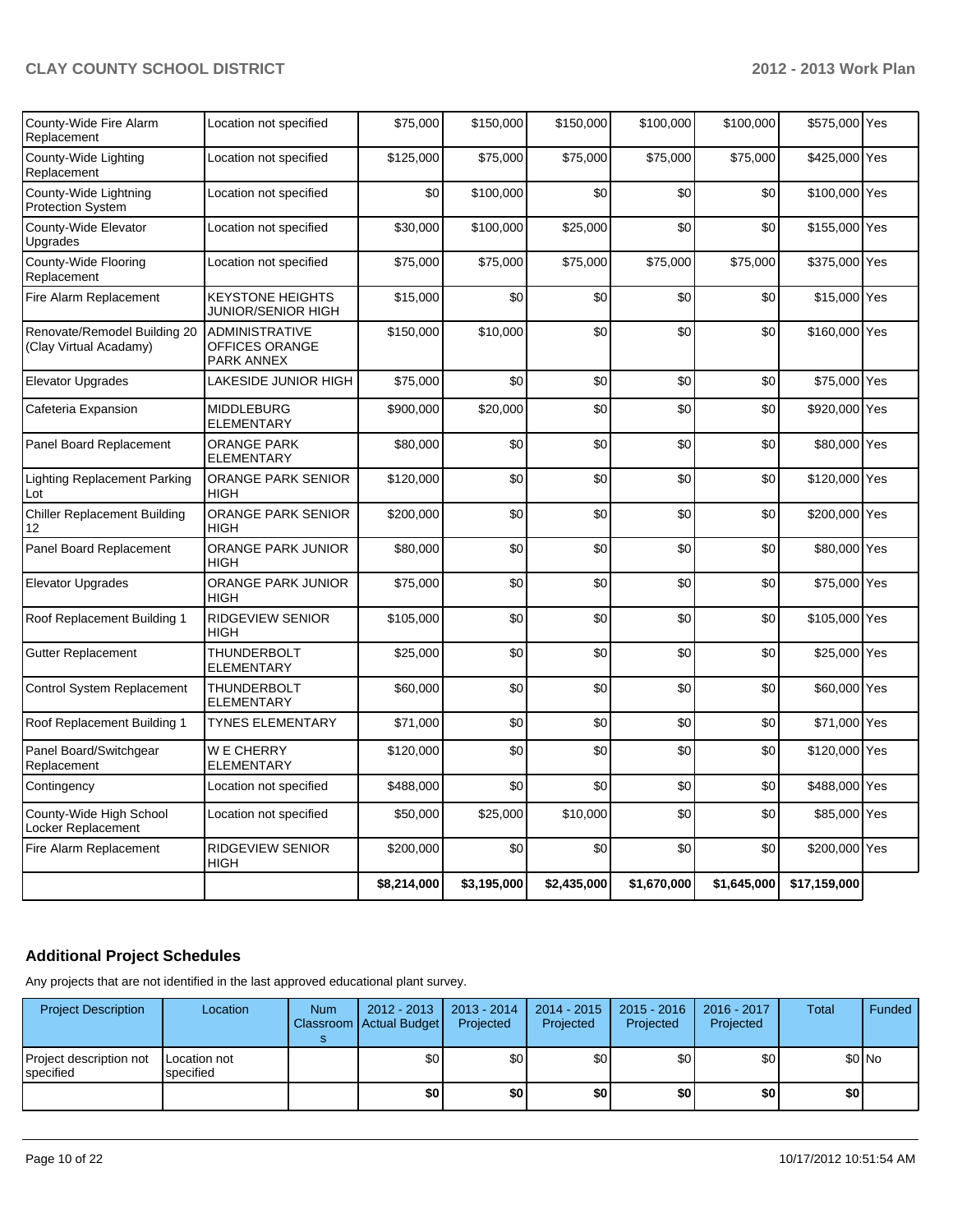| | | | | | | | | |
|---|---|---|---|---|---|---|---|---|
| County-Wide Fire Alarm Replacement | Location not specified | $75,000 | $150,000 | $150,000 | $100,000 | $100,000 | $575,000 | Yes |
| County-Wide Lighting Replacement | Location not specified | $125,000 | $75,000 | $75,000 | $75,000 | $75,000 | $425,000 | Yes |
| County-Wide Lightning Protection System | Location not specified | $0 | $100,000 | $0 | $0 | $0 | $100,000 | Yes |
| County-Wide Elevator Upgrades | Location not specified | $30,000 | $100,000 | $25,000 | $0 | $0 | $155,000 | Yes |
| County-Wide Flooring Replacement | Location not specified | $75,000 | $75,000 | $75,000 | $75,000 | $75,000 | $375,000 | Yes |
| Fire Alarm Replacement | KEYSTONE HEIGHTS JUNIOR/SENIOR HIGH | $15,000 | $0 | $0 | $0 | $0 | $15,000 | Yes |
| Renovate/Remodel Building 20 (Clay Virtual Acadamy) | ADMINISTRATIVE OFFICES ORANGE PARK ANNEX | $150,000 | $10,000 | $0 | $0 | $0 | $160,000 | Yes |
| Elevator Upgrades | LAKESIDE JUNIOR HIGH | $75,000 | $0 | $0 | $0 | $0 | $75,000 | Yes |
| Cafeteria Expansion | MIDDLEBURG ELEMENTARY | $900,000 | $20,000 | $0 | $0 | $0 | $920,000 | Yes |
| Panel Board Replacement | ORANGE PARK ELEMENTARY | $80,000 | $0 | $0 | $0 | $0 | $80,000 | Yes |
| Lighting Replacement Parking Lot | ORANGE PARK SENIOR HIGH | $120,000 | $0 | $0 | $0 | $0 | $120,000 | Yes |
| Chiller Replacement Building 12 | ORANGE PARK SENIOR HIGH | $200,000 | $0 | $0 | $0 | $0 | $200,000 | Yes |
| Panel Board Replacement | ORANGE PARK JUNIOR HIGH | $80,000 | $0 | $0 | $0 | $0 | $80,000 | Yes |
| Elevator Upgrades | ORANGE PARK JUNIOR HIGH | $75,000 | $0 | $0 | $0 | $0 | $75,000 | Yes |
| Roof Replacement Building 1 | RIDGEVIEW SENIOR HIGH | $105,000 | $0 | $0 | $0 | $0 | $105,000 | Yes |
| Gutter Replacement | THUNDERBOLT ELEMENTARY | $25,000 | $0 | $0 | $0 | $0 | $25,000 | Yes |
| Control System Replacement | THUNDERBOLT ELEMENTARY | $60,000 | $0 | $0 | $0 | $0 | $60,000 | Yes |
| Roof Replacement Building 1 | TYNES ELEMENTARY | $71,000 | $0 | $0 | $0 | $0 | $71,000 | Yes |
| Panel Board/Switchgear Replacement | W E CHERRY ELEMENTARY | $120,000 | $0 | $0 | $0 | $0 | $120,000 | Yes |
| Contingency | Location not specified | $488,000 | $0 | $0 | $0 | $0 | $488,000 | Yes |
| County-Wide High School Locker Replacement | Location not specified | $50,000 | $25,000 | $10,000 | $0 | $0 | $85,000 | Yes |
| Fire Alarm Replacement | RIDGEVIEW SENIOR HIGH | $200,000 | $0 | $0 | $0 | $0 | $200,000 | Yes |
| | | **$8,214,000** | **$3,195,000** | **$2,435,000** | **$1,670,000** | **$1,645,000** | **$17,159,000** | |

## Additional Project Schedules

Any projects that are not identified in the last approved educational plant survey.

| Project Description | Location | Num Classrooms | 2012 - 2013 Actual Budget | 2013 - 2014 Projected | 2014 - 2015 Projected | 2015 - 2016 Projected | 2016 - 2017 Projected | Total | Funded |
|---|---|---|---|---|---|---|---|---|---|
| Project description not specified | Location not specified | | $0 | $0 | $0 | $0 | $0 | $0 | No |
| | | | **$0** | **$0** | **$0** | **$0** | **$0** | **$0** | |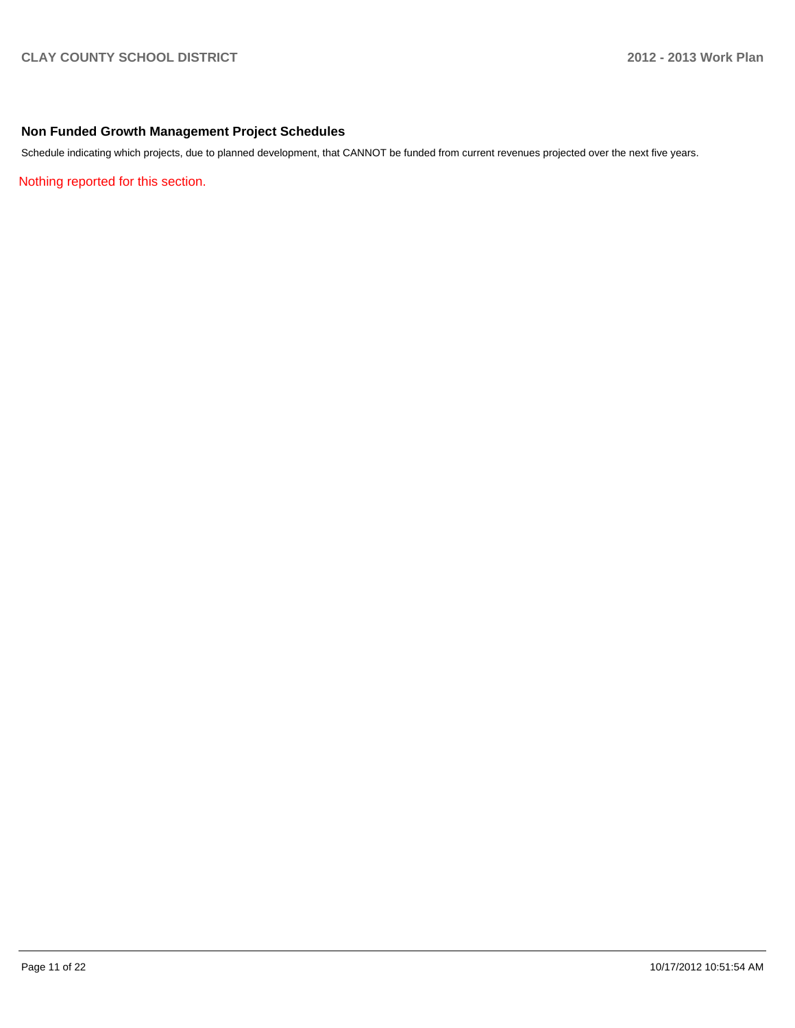## Non Funded Growth Management Project Schedules

Schedule indicating which projects, due to planned development, that CANNOT be funded from current revenues projected over the next five years.

Nothing reported for this section.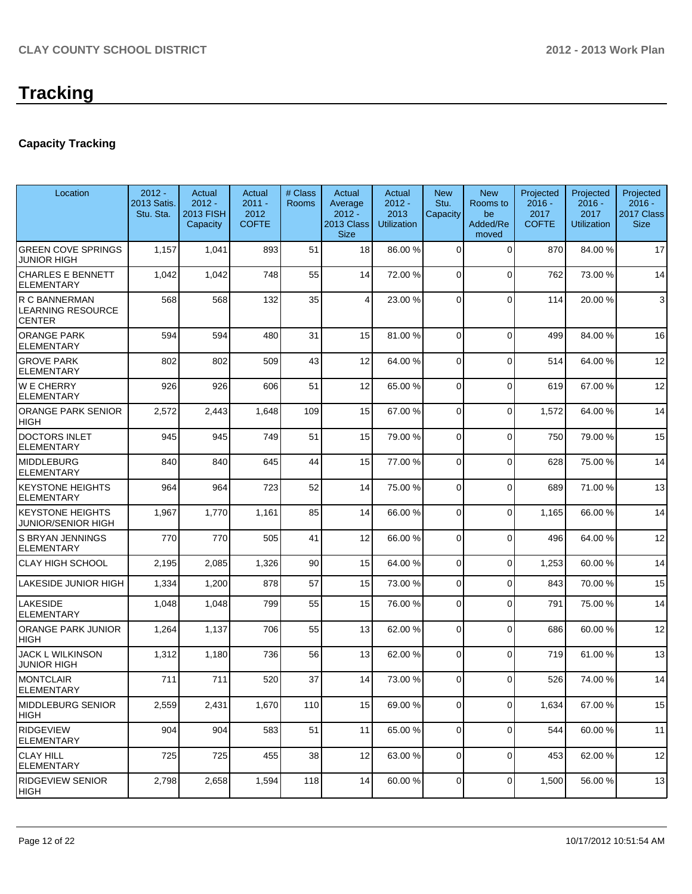# Tracking

## Capacity Tracking

| Location | 2012 - 2013 Satis. Stu. Sta. | Actual 2012 - 2013 FISH Capacity | Actual 2011 - 2012 COFTE | # Class Rooms | Actual Average 2012 - 2013 Class Size | Actual 2012 - 2013 Utilization | New Stu. Capacity | New Rooms to be Added/Removed | Projected 2016 - 2017 COFTE | Projected 2016 - 2017 Utilization | Projected 2016 - 2017 Class Size |
|---|---|---|---|---|---|---|---|---|---|---|---|
| GREEN COVE SPRINGS JUNIOR HIGH | 1,157 | 1,041 | 893 | 51 | 18 | 86.00 % | 0 | 0 | 870 | 84.00 % | 17 |
| CHARLES E BENNETT ELEMENTARY | 1,042 | 1,042 | 748 | 55 | 14 | 72.00 % | 0 | 0 | 762 | 73.00 % | 14 |
| R C BANNERMAN LEARNING RESOURCE CENTER | 568 | 568 | 132 | 35 | 4 | 23.00 % | 0 | 0 | 114 | 20.00 % | 3 |
| ORANGE PARK ELEMENTARY | 594 | 594 | 480 | 31 | 15 | 81.00 % | 0 | 0 | 499 | 84.00 % | 16 |
| GROVE PARK ELEMENTARY | 802 | 802 | 509 | 43 | 12 | 64.00 % | 0 | 0 | 514 | 64.00 % | 12 |
| W E CHERRY ELEMENTARY | 926 | 926 | 606 | 51 | 12 | 65.00 % | 0 | 0 | 619 | 67.00 % | 12 |
| ORANGE PARK SENIOR HIGH | 2,572 | 2,443 | 1,648 | 109 | 15 | 67.00 % | 0 | 0 | 1,572 | 64.00 % | 14 |
| DOCTORS INLET ELEMENTARY | 945 | 945 | 749 | 51 | 15 | 79.00 % | 0 | 0 | 750 | 79.00 % | 15 |
| MIDDLEBURG ELEMENTARY | 840 | 840 | 645 | 44 | 15 | 77.00 % | 0 | 0 | 628 | 75.00 % | 14 |
| KEYSTONE HEIGHTS ELEMENTARY | 964 | 964 | 723 | 52 | 14 | 75.00 % | 0 | 0 | 689 | 71.00 % | 13 |
| KEYSTONE HEIGHTS JUNIOR/SENIOR HIGH | 1,967 | 1,770 | 1,161 | 85 | 14 | 66.00 % | 0 | 0 | 1,165 | 66.00 % | 14 |
| S BRYAN JENNINGS ELEMENTARY | 770 | 770 | 505 | 41 | 12 | 66.00 % | 0 | 0 | 496 | 64.00 % | 12 |
| CLAY HIGH SCHOOL | 2,195 | 2,085 | 1,326 | 90 | 15 | 64.00 % | 0 | 0 | 1,253 | 60.00 % | 14 |
| LAKESIDE JUNIOR HIGH | 1,334 | 1,200 | 878 | 57 | 15 | 73.00 % | 0 | 0 | 843 | 70.00 % | 15 |
| LAKESIDE ELEMENTARY | 1,048 | 1,048 | 799 | 55 | 15 | 76.00 % | 0 | 0 | 791 | 75.00 % | 14 |
| ORANGE PARK JUNIOR HIGH | 1,264 | 1,137 | 706 | 55 | 13 | 62.00 % | 0 | 0 | 686 | 60.00 % | 12 |
| JACK L WILKINSON JUNIOR HIGH | 1,312 | 1,180 | 736 | 56 | 13 | 62.00 % | 0 | 0 | 719 | 61.00 % | 13 |
| MONTCLAIR ELEMENTARY | 711 | 711 | 520 | 37 | 14 | 73.00 % | 0 | 0 | 526 | 74.00 % | 14 |
| MIDDLEBURG SENIOR HIGH | 2,559 | 2,431 | 1,670 | 110 | 15 | 69.00 % | 0 | 0 | 1,634 | 67.00 % | 15 |
| RIDGEVIEW ELEMENTARY | 904 | 904 | 583 | 51 | 11 | 65.00 % | 0 | 0 | 544 | 60.00 % | 11 |
| CLAY HILL ELEMENTARY | 725 | 725 | 455 | 38 | 12 | 63.00 % | 0 | 0 | 453 | 62.00 % | 12 |
| RIDGEVIEW SENIOR HIGH | 2,798 | 2,658 | 1,594 | 118 | 14 | 60.00 % | 0 | 0 | 1,500 | 56.00 % | 13 |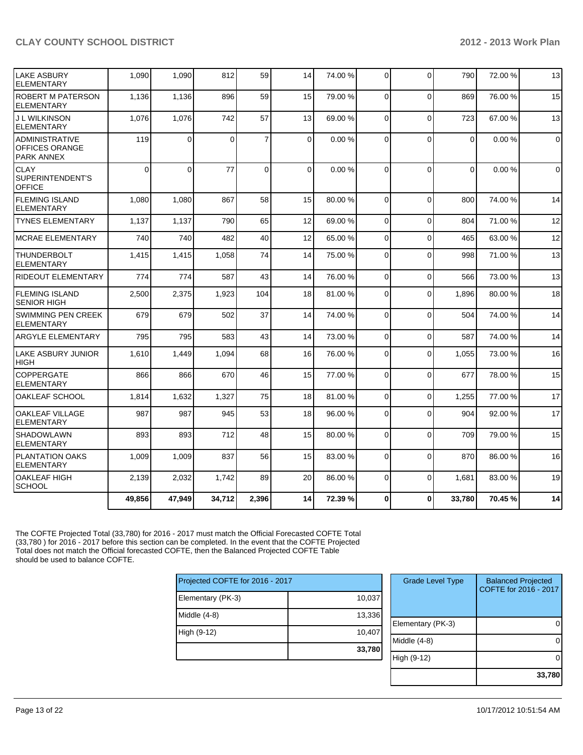| | | | | | | | | | | | |
|---|---|---|---|---|---|---|---|---|---|---|---|
| LAKE ASBURY ELEMENTARY | 1,090 | 1,090 | 812 | 59 | 14 | 74.00 % | 0 | 0 | 790 | 72.00 % | 13 |
| ROBERT M PATERSON ELEMENTARY | 1,136 | 1,136 | 896 | 59 | 15 | 79.00 % | 0 | 0 | 869 | 76.00 % | 15 |
| J L WILKINSON ELEMENTARY | 1,076 | 1,076 | 742 | 57 | 13 | 69.00 % | 0 | 0 | 723 | 67.00 % | 13 |
| ADMINISTRATIVE OFFICES ORANGE PARK ANNEX | 119 | 0 | 0 | 7 | 0 | 0.00 % | 0 | 0 | 0 | 0.00 % | 0 |
| CLAY SUPERINTENDENT'S OFFICE | 0 | 0 | 77 | 0 | 0 | 0.00 % | 0 | 0 | 0 | 0.00 % | 0 |
| FLEMING ISLAND ELEMENTARY | 1,080 | 1,080 | 867 | 58 | 15 | 80.00 % | 0 | 0 | 800 | 74.00 % | 14 |
| TYNES ELEMENTARY | 1,137 | 1,137 | 790 | 65 | 12 | 69.00 % | 0 | 0 | 804 | 71.00 % | 12 |
| MCRAE ELEMENTARY | 740 | 740 | 482 | 40 | 12 | 65.00 % | 0 | 0 | 465 | 63.00 % | 12 |
| THUNDERBOLT ELEMENTARY | 1,415 | 1,415 | 1,058 | 74 | 14 | 75.00 % | 0 | 0 | 998 | 71.00 % | 13 |
| RIDEOUT ELEMENTARY | 774 | 774 | 587 | 43 | 14 | 76.00 % | 0 | 0 | 566 | 73.00 % | 13 |
| FLEMING ISLAND SENIOR HIGH | 2,500 | 2,375 | 1,923 | 104 | 18 | 81.00 % | 0 | 0 | 1,896 | 80.00 % | 18 |
| SWIMMING PEN CREEK ELEMENTARY | 679 | 679 | 502 | 37 | 14 | 74.00 % | 0 | 0 | 504 | 74.00 % | 14 |
| ARGYLE ELEMENTARY | 795 | 795 | 583 | 43 | 14 | 73.00 % | 0 | 0 | 587 | 74.00 % | 14 |
| LAKE ASBURY JUNIOR HIGH | 1,610 | 1,449 | 1,094 | 68 | 16 | 76.00 % | 0 | 0 | 1,055 | 73.00 % | 16 |
| COPPERGATE ELEMENTARY | 866 | 866 | 670 | 46 | 15 | 77.00 % | 0 | 0 | 677 | 78.00 % | 15 |
| OAKLEAF SCHOOL | 1,814 | 1,632 | 1,327 | 75 | 18 | 81.00 % | 0 | 0 | 1,255 | 77.00 % | 17 |
| OAKLEAF VILLAGE ELEMENTARY | 987 | 987 | 945 | 53 | 18 | 96.00 % | 0 | 0 | 904 | 92.00 % | 17 |
| SHADOWLAWN ELEMENTARY | 893 | 893 | 712 | 48 | 15 | 80.00 % | 0 | 0 | 709 | 79.00 % | 15 |
| PLANTATION OAKS ELEMENTARY | 1,009 | 1,009 | 837 | 56 | 15 | 83.00 % | 0 | 0 | 870 | 86.00 % | 16 |
| OAKLEAF HIGH SCHOOL | 2,139 | 2,032 | 1,742 | 89 | 20 | 86.00 % | 0 | 0 | 1,681 | 83.00 % | 19 |
| | **49,856** | **47,949** | **34,712** | **2,396** | **14** | **72.39 %** | **0** | **0** | **33,780** | **70.45 %** | **14** |

The COFTE Projected Total (33,780) for 2016 - 2017 must match the Official Forecasted COFTE Total (33,780 ) for 2016 - 2017 before this section can be completed. In the event that the COFTE Projected Total does not match the Official forecasted COFTE, then the Balanced Projected COFTE Table should be used to balance COFTE.

| Projected COFTE for 2016 - 2017 | |
|---|---|
| Elementary (PK-3) | 10,037 |
| Middle (4-8) | 13,336 |
| High (9-12) | 10,407 |
| | **33,780** |

| Grade Level Type | Balanced Projected COFTE for 2016 - 2017 |
|---|---|
| Elementary (PK-3) | 0 |
| Middle (4-8) | 0 |
| High (9-12) | 0 |
| | **33,780** |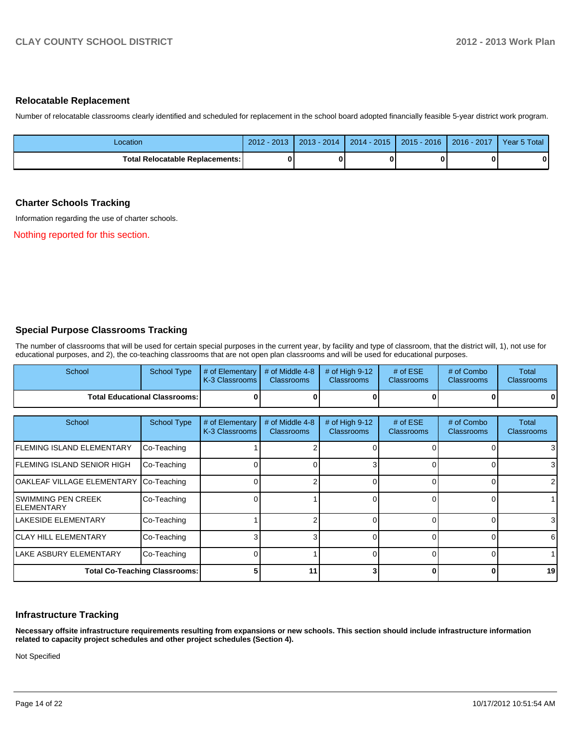## Relocatable Replacement

Number of relocatable classrooms clearly identified and scheduled for replacement in the school board adopted financially feasible 5-year district work program.

| Location | 2012 - 2013 | 2013 - 2014 | 2014 - 2015 | 2015 - 2016 | 2016 - 2017 | Year 5 Total |
|---|---|---|---|---|---|---|
| **Total Relocatable Replacements:** | **0** | **0** | **0** | **0** | **0** | **0** |

## Charter Schools Tracking

Information regarding the use of charter schools.

Nothing reported for this section.

## Special Purpose Classrooms Tracking

The number of classrooms that will be used for certain special purposes in the current year, by facility and type of classroom, that the district will, 1), not use for educational purposes, and 2), the co-teaching classrooms that are not open plan classrooms and will be used for educational purposes.

| School | School Type | # of Elementary K-3 Classrooms | # of Middle 4-8 Classrooms | # of High 9-12 Classrooms | # of ESE Classrooms | # of Combo Classrooms | Total Classrooms |
|---|---|---|---|---|---|---|---|
| **Total Educational Classrooms:** | | **0** | **0** | **0** | **0** | **0** | **0** |

| School | School Type | # of Elementary K-3 Classrooms | # of Middle 4-8 Classrooms | # of High 9-12 Classrooms | # of ESE Classrooms | # of Combo Classrooms | Total Classrooms |
|---|---|---|---|---|---|---|---|
| FLEMING ISLAND ELEMENTARY | Co-Teaching | 1 | 2 | 0 | 0 | 0 | 3 |
| FLEMING ISLAND SENIOR HIGH | Co-Teaching | 0 | 0 | 3 | 0 | 0 | 3 |
| OAKLEAF VILLAGE ELEMENTARY | Co-Teaching | 0 | 2 | 0 | 0 | 0 | 2 |
| SWIMMING PEN CREEK ELEMENTARY | Co-Teaching | 0 | 1 | 0 | 0 | 0 | 1 |
| LAKESIDE ELEMENTARY | Co-Teaching | 1 | 2 | 0 | 0 | 0 | 3 |
| CLAY HILL ELEMENTARY | Co-Teaching | 3 | 3 | 0 | 0 | 0 | 6 |
| LAKE ASBURY ELEMENTARY | Co-Teaching | 0 | 1 | 0 | 0 | 0 | 1 |
| **Total Co-Teaching Classrooms:** | | **5** | **11** | **3** | **0** | **0** | **19** |

## Infrastructure Tracking

**Necessary offsite infrastructure requirements resulting from expansions or new schools. This section should include infrastructure information related to capacity project schedules and other project schedules (Section 4).**

Not Specified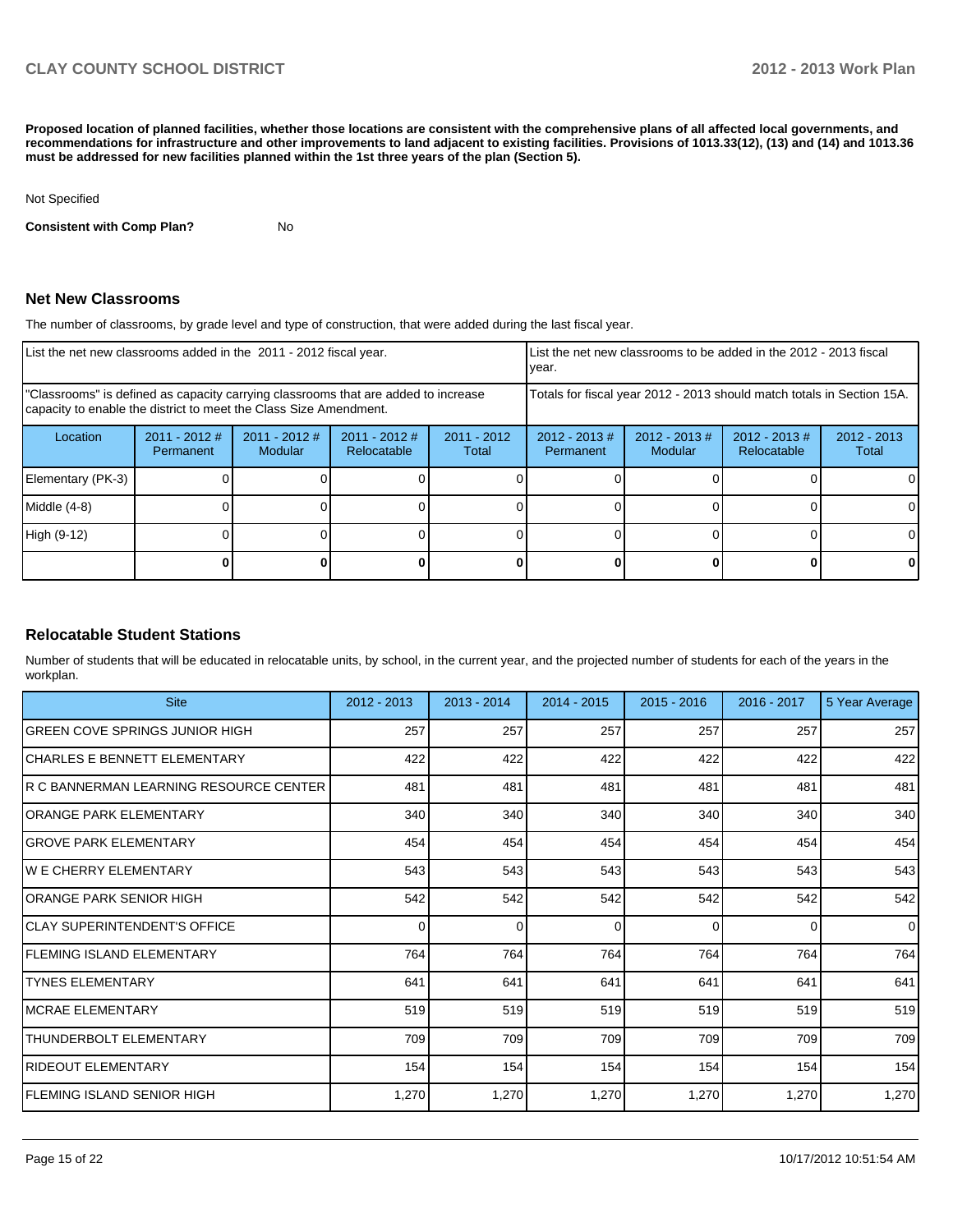**Proposed location of planned facilities, whether those locations are consistent with the comprehensive plans of all affected local governments, and recommendations for infrastructure and other improvements to land adjacent to existing facilities. Provisions of 1013.33(12), (13) and (14) and 1013.36 must be addressed for new facilities planned within the 1st three years of the plan (Section 5).**

Not Specified

**Consistent with Comp Plan?** No

## Net New Classrooms

The number of classrooms, by grade level and type of construction, that were added during the last fiscal year.

| List the net new classrooms added in the 2011 - 2012 fiscal year. | | | | | List the net new classrooms to be added in the 2012 - 2013 fiscal year. | | | |
|---|---|---|---|---|---|---|---|---|
| "Classrooms" is defined as capacity carrying classrooms that are added to increase capacity to enable the district to meet the Class Size Amendment. | | | | | Totals for fiscal year 2012 - 2013 should match totals in Section 15A. | | | |
| Location | 2011 - 2012 # Permanent | 2011 - 2012 # Modular | 2011 - 2012 # Relocatable | 2011 - 2012 Total | 2012 - 2013 # Permanent | 2012 - 2013 # Modular | 2012 - 2013 # Relocatable | 2012 - 2013 Total |
| Elementary (PK-3) | 0 | 0 | 0 | 0 | 0 | 0 | 0 | 0 |
| Middle (4-8) | 0 | 0 | 0 | 0 | 0 | 0 | 0 | 0 |
| High (9-12) | 0 | 0 | 0 | 0 | 0 | 0 | 0 | 0 |
| | **0** | **0** | **0** | **0** | **0** | **0** | **0** | **0** |

## Relocatable Student Stations

Number of students that will be educated in relocatable units, by school, in the current year, and the projected number of students for each of the years in the workplan.

| Site | 2012 - 2013 | 2013 - 2014 | 2014 - 2015 | 2015 - 2016 | 2016 - 2017 | 5 Year Average |
|---|---|---|---|---|---|---|
| GREEN COVE SPRINGS JUNIOR HIGH | 257 | 257 | 257 | 257 | 257 | 257 |
| CHARLES E BENNETT ELEMENTARY | 422 | 422 | 422 | 422 | 422 | 422 |
| R C BANNERMAN LEARNING RESOURCE CENTER | 481 | 481 | 481 | 481 | 481 | 481 |
| ORANGE PARK ELEMENTARY | 340 | 340 | 340 | 340 | 340 | 340 |
| GROVE PARK ELEMENTARY | 454 | 454 | 454 | 454 | 454 | 454 |
| W E CHERRY ELEMENTARY | 543 | 543 | 543 | 543 | 543 | 543 |
| ORANGE PARK SENIOR HIGH | 542 | 542 | 542 | 542 | 542 | 542 |
| CLAY SUPERINTENDENT'S OFFICE | 0 | 0 | 0 | 0 | 0 | 0 |
| FLEMING ISLAND ELEMENTARY | 764 | 764 | 764 | 764 | 764 | 764 |
| TYNES ELEMENTARY | 641 | 641 | 641 | 641 | 641 | 641 |
| MCRAE ELEMENTARY | 519 | 519 | 519 | 519 | 519 | 519 |
| THUNDERBOLT ELEMENTARY | 709 | 709 | 709 | 709 | 709 | 709 |
| RIDEOUT ELEMENTARY | 154 | 154 | 154 | 154 | 154 | 154 |
| FLEMING ISLAND SENIOR HIGH | 1,270 | 1,270 | 1,270 | 1,270 | 1,270 | 1,270 |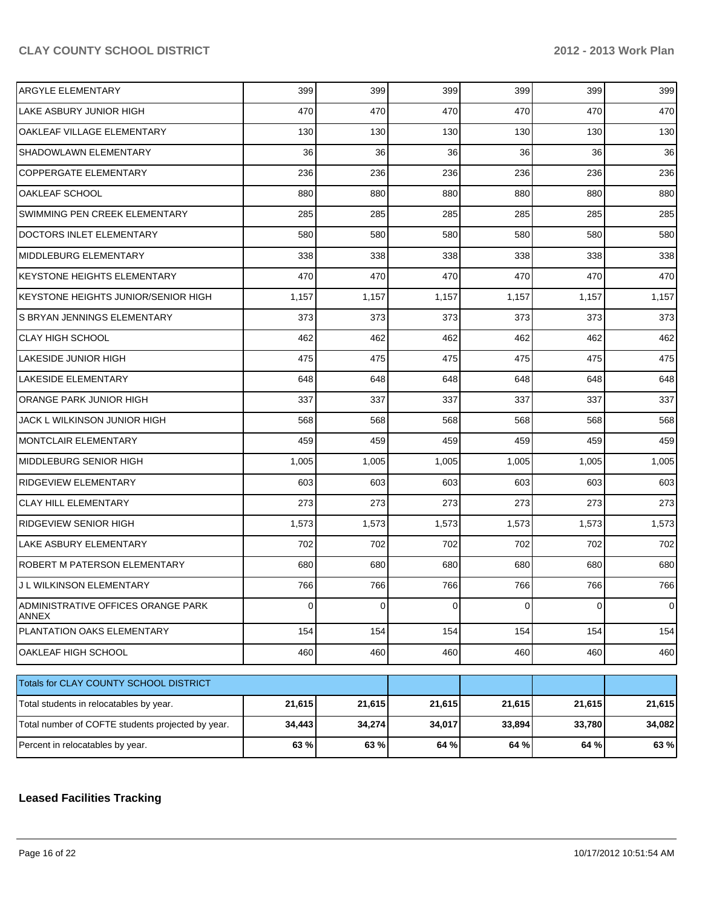| | | | | | | |
|---|---|---|---|---|---|---|
| ARGYLE ELEMENTARY | 399 | 399 | 399 | 399 | 399 | 399 |
| LAKE ASBURY JUNIOR HIGH | 470 | 470 | 470 | 470 | 470 | 470 |
| OAKLEAF VILLAGE ELEMENTARY | 130 | 130 | 130 | 130 | 130 | 130 |
| SHADOWLAWN ELEMENTARY | 36 | 36 | 36 | 36 | 36 | 36 |
| COPPERGATE ELEMENTARY | 236 | 236 | 236 | 236 | 236 | 236 |
| OAKLEAF SCHOOL | 880 | 880 | 880 | 880 | 880 | 880 |
| SWIMMING PEN CREEK ELEMENTARY | 285 | 285 | 285 | 285 | 285 | 285 |
| DOCTORS INLET ELEMENTARY | 580 | 580 | 580 | 580 | 580 | 580 |
| MIDDLEBURG ELEMENTARY | 338 | 338 | 338 | 338 | 338 | 338 |
| KEYSTONE HEIGHTS ELEMENTARY | 470 | 470 | 470 | 470 | 470 | 470 |
| KEYSTONE HEIGHTS JUNIOR/SENIOR HIGH | 1,157 | 1,157 | 1,157 | 1,157 | 1,157 | 1,157 |
| S BRYAN JENNINGS ELEMENTARY | 373 | 373 | 373 | 373 | 373 | 373 |
| CLAY HIGH SCHOOL | 462 | 462 | 462 | 462 | 462 | 462 |
| LAKESIDE JUNIOR HIGH | 475 | 475 | 475 | 475 | 475 | 475 |
| LAKESIDE ELEMENTARY | 648 | 648 | 648 | 648 | 648 | 648 |
| ORANGE PARK JUNIOR HIGH | 337 | 337 | 337 | 337 | 337 | 337 |
| JACK L WILKINSON JUNIOR HIGH | 568 | 568 | 568 | 568 | 568 | 568 |
| MONTCLAIR ELEMENTARY | 459 | 459 | 459 | 459 | 459 | 459 |
| MIDDLEBURG SENIOR HIGH | 1,005 | 1,005 | 1,005 | 1,005 | 1,005 | 1,005 |
| RIDGEVIEW ELEMENTARY | 603 | 603 | 603 | 603 | 603 | 603 |
| CLAY HILL ELEMENTARY | 273 | 273 | 273 | 273 | 273 | 273 |
| RIDGEVIEW SENIOR HIGH | 1,573 | 1,573 | 1,573 | 1,573 | 1,573 | 1,573 |
| LAKE ASBURY ELEMENTARY | 702 | 702 | 702 | 702 | 702 | 702 |
| ROBERT M PATERSON ELEMENTARY | 680 | 680 | 680 | 680 | 680 | 680 |
| J L WILKINSON ELEMENTARY | 766 | 766 | 766 | 766 | 766 | 766 |
| ADMINISTRATIVE OFFICES ORANGE PARK ANNEX | 0 | 0 | 0 | 0 | 0 | 0 |
| PLANTATION OAKS ELEMENTARY | 154 | 154 | 154 | 154 | 154 | 154 |
| OAKLEAF HIGH SCHOOL | 460 | 460 | 460 | 460 | 460 | 460 |

| Totals for CLAY COUNTY SCHOOL DISTRICT | | | | | | |
|---|---|---|---|---|---|---|
| Total students in relocatables by year. | **21,615** | **21,615** | **21,615** | **21,615** | **21,615** | **21,615** |
| Total number of COFTE students projected by year. | **34,443** | **34,274** | **34,017** | **33,894** | **33,780** | **34,082** |
| Percent in relocatables by year. | **63 %** | **63 %** | **64 %** | **64 %** | **64 %** | **63 %** |

## Leased Facilities Tracking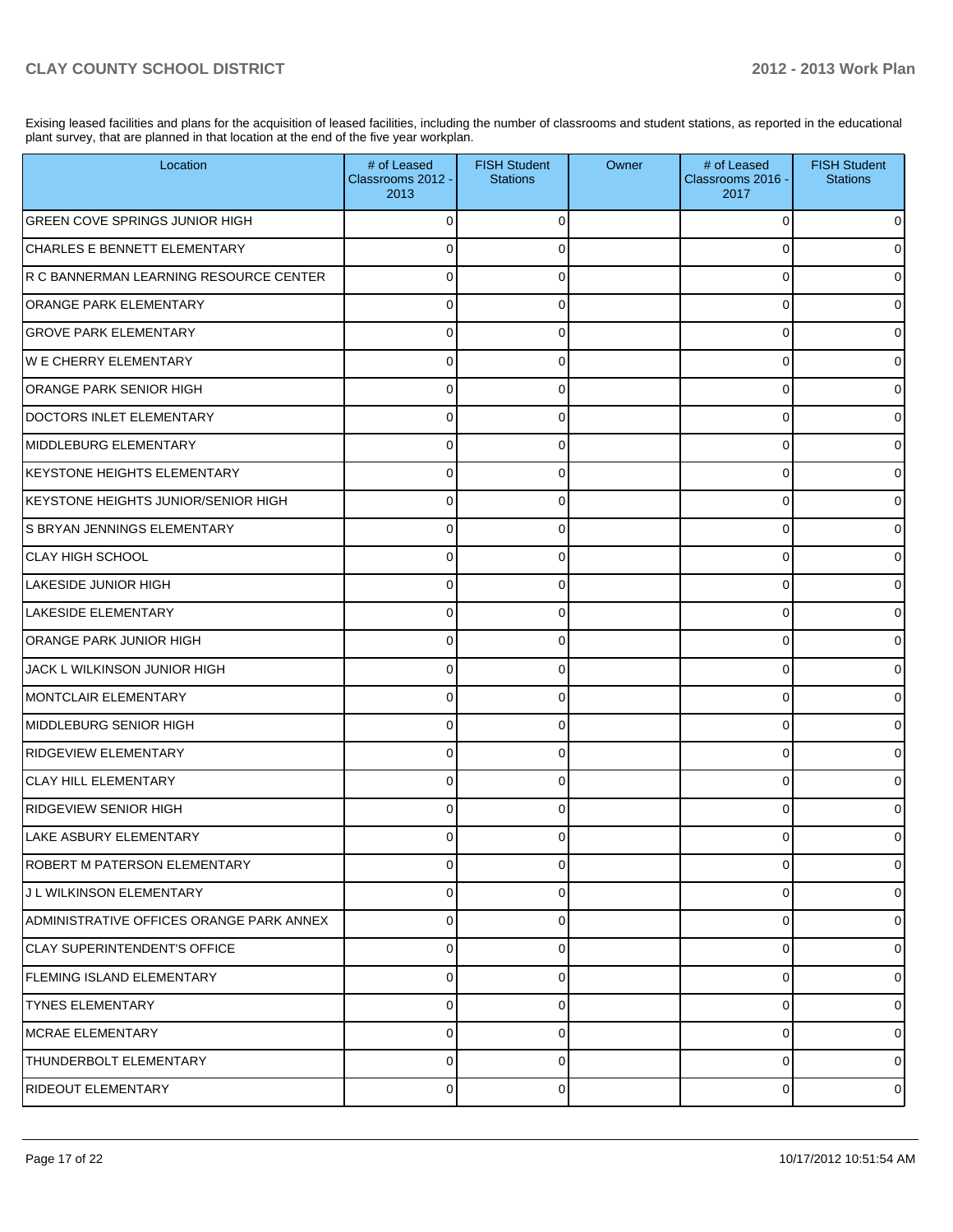Exising leased facilities and plans for the acquisition of leased facilities, including the number of classrooms and student stations, as reported in the educational plant survey, that are planned in that location at the end of the five year workplan.

| Location | # of Leased Classrooms 2012 - 2013 | FISH Student Stations | Owner | # of Leased Classrooms 2016 - 2017 | FISH Student Stations |
|---|---|---|---|---|---|
| GREEN COVE SPRINGS JUNIOR HIGH | 0 | 0 | | 0 | 0 |
| CHARLES E BENNETT ELEMENTARY | 0 | 0 | | 0 | 0 |
| R C BANNERMAN LEARNING RESOURCE CENTER | 0 | 0 | | 0 | 0 |
| ORANGE PARK ELEMENTARY | 0 | 0 | | 0 | 0 |
| GROVE PARK ELEMENTARY | 0 | 0 | | 0 | 0 |
| W E CHERRY ELEMENTARY | 0 | 0 | | 0 | 0 |
| ORANGE PARK SENIOR HIGH | 0 | 0 | | 0 | 0 |
| DOCTORS INLET ELEMENTARY | 0 | 0 | | 0 | 0 |
| MIDDLEBURG ELEMENTARY | 0 | 0 | | 0 | 0 |
| KEYSTONE HEIGHTS ELEMENTARY | 0 | 0 | | 0 | 0 |
| KEYSTONE HEIGHTS JUNIOR/SENIOR HIGH | 0 | 0 | | 0 | 0 |
| S BRYAN JENNINGS ELEMENTARY | 0 | 0 | | 0 | 0 |
| CLAY HIGH SCHOOL | 0 | 0 | | 0 | 0 |
| LAKESIDE JUNIOR HIGH | 0 | 0 | | 0 | 0 |
| LAKESIDE ELEMENTARY | 0 | 0 | | 0 | 0 |
| ORANGE PARK JUNIOR HIGH | 0 | 0 | | 0 | 0 |
| JACK L WILKINSON JUNIOR HIGH | 0 | 0 | | 0 | 0 |
| MONTCLAIR ELEMENTARY | 0 | 0 | | 0 | 0 |
| MIDDLEBURG SENIOR HIGH | 0 | 0 | | 0 | 0 |
| RIDGEVIEW ELEMENTARY | 0 | 0 | | 0 | 0 |
| CLAY HILL ELEMENTARY | 0 | 0 | | 0 | 0 |
| RIDGEVIEW SENIOR HIGH | 0 | 0 | | 0 | 0 |
| LAKE ASBURY ELEMENTARY | 0 | 0 | | 0 | 0 |
| ROBERT M PATERSON ELEMENTARY | 0 | 0 | | 0 | 0 |
| J L WILKINSON ELEMENTARY | 0 | 0 | | 0 | 0 |
| ADMINISTRATIVE OFFICES ORANGE PARK ANNEX | 0 | 0 | | 0 | 0 |
| CLAY SUPERINTENDENT'S OFFICE | 0 | 0 | | 0 | 0 |
| FLEMING ISLAND ELEMENTARY | 0 | 0 | | 0 | 0 |
| TYNES ELEMENTARY | 0 | 0 | | 0 | 0 |
| MCRAE ELEMENTARY | 0 | 0 | | 0 | 0 |
| THUNDERBOLT ELEMENTARY | 0 | 0 | | 0 | 0 |
| RIDEOUT ELEMENTARY | 0 | 0 | | 0 | 0 |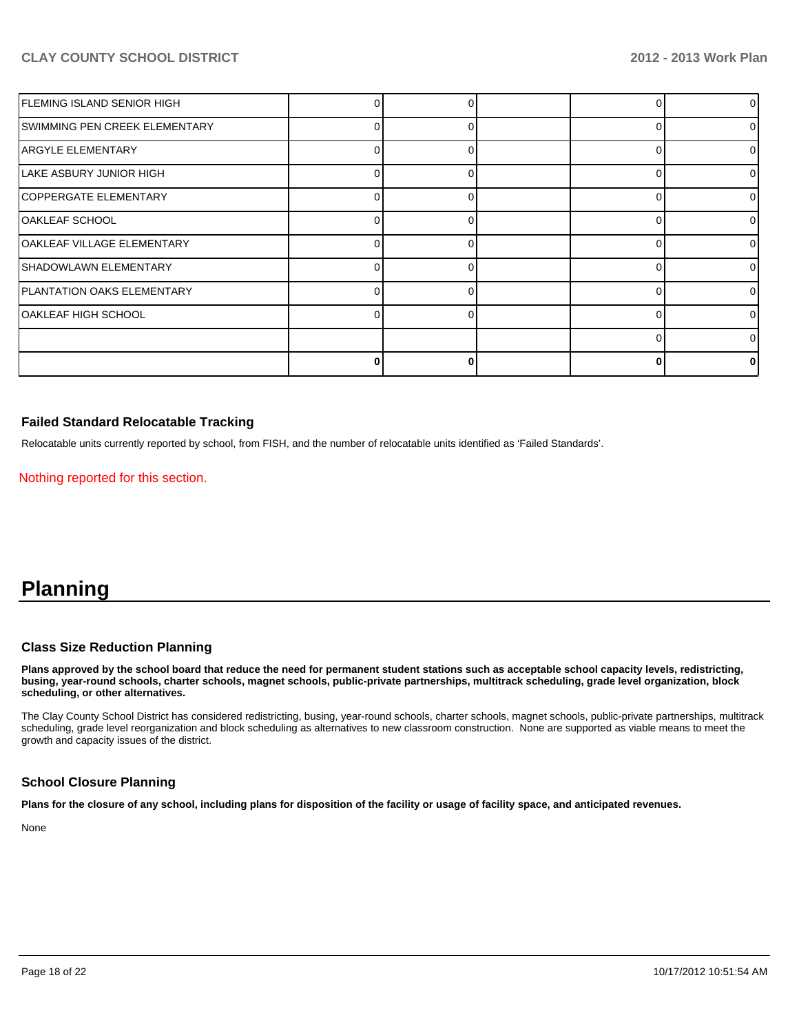| | | | | | |
|---|---|---|---|---|---|
| FLEMING ISLAND SENIOR HIGH | 0 | 0 | | 0 | 0 |
| SWIMMING PEN CREEK ELEMENTARY | 0 | 0 | | 0 | 0 |
| ARGYLE ELEMENTARY | 0 | 0 | | 0 | 0 |
| LAKE ASBURY JUNIOR HIGH | 0 | 0 | | 0 | 0 |
| COPPERGATE ELEMENTARY | 0 | 0 | | 0 | 0 |
| OAKLEAF SCHOOL | 0 | 0 | | 0 | 0 |
| OAKLEAF VILLAGE ELEMENTARY | 0 | 0 | | 0 | 0 |
| SHADOWLAWN ELEMENTARY | 0 | 0 | | 0 | 0 |
| PLANTATION OAKS ELEMENTARY | 0 | 0 | | 0 | 0 |
| OAKLEAF HIGH SCHOOL | 0 | 0 | | 0 | 0 |
| | | | | 0 | 0 |
| | **0** | **0** | | **0** | **0** |

### Failed Standard Relocatable Tracking

Relocatable units currently reported by school, from FISH, and the number of relocatable units identified as 'Failed Standards'.

Nothing reported for this section.

# Planning

### Class Size Reduction Planning

**Plans approved by the school board that reduce the need for permanent student stations such as acceptable school capacity levels, redistricting, busing, year-round schools, charter schools, magnet schools, public-private partnerships, multitrack scheduling, grade level organization, block scheduling, or other alternatives.**

The Clay County School District has considered redistricting, busing, year-round schools, charter schools, magnet schools, public-private partnerships, multitrack scheduling, grade level reorganization and block scheduling as alternatives to new classroom construction. None are supported as viable means to meet the growth and capacity issues of the district.

### School Closure Planning

**Plans for the closure of any school, including plans for disposition of the facility or usage of facility space, and anticipated revenues.**

None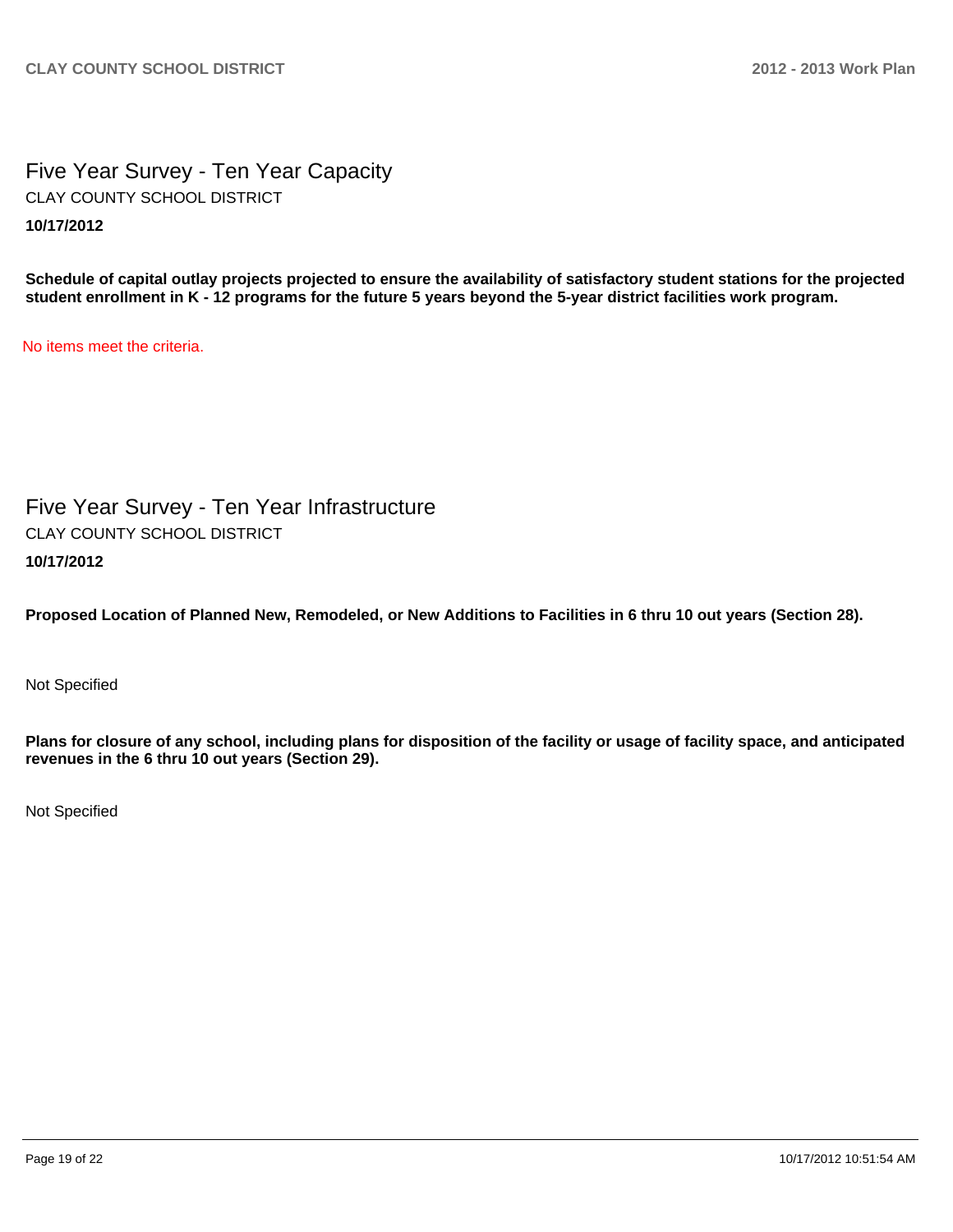# Five Year Survey - Ten Year Capacity

CLAY COUNTY SCHOOL DISTRICT

**10/17/2012**

**Schedule of capital outlay projects projected to ensure the availability of satisfactory student stations for the projected student enrollment in K - 12 programs for the future 5 years beyond the 5-year district facilities work program.**

No items meet the criteria.

# Five Year Survey - Ten Year Infrastructure

CLAY COUNTY SCHOOL DISTRICT

**10/17/2012**

**Proposed Location of Planned New, Remodeled, or New Additions to Facilities in 6 thru 10 out years (Section 28).**

Not Specified

**Plans for closure of any school, including plans for disposition of the facility or usage of facility space, and anticipated revenues in the 6 thru 10 out years (Section 29).**

Not Specified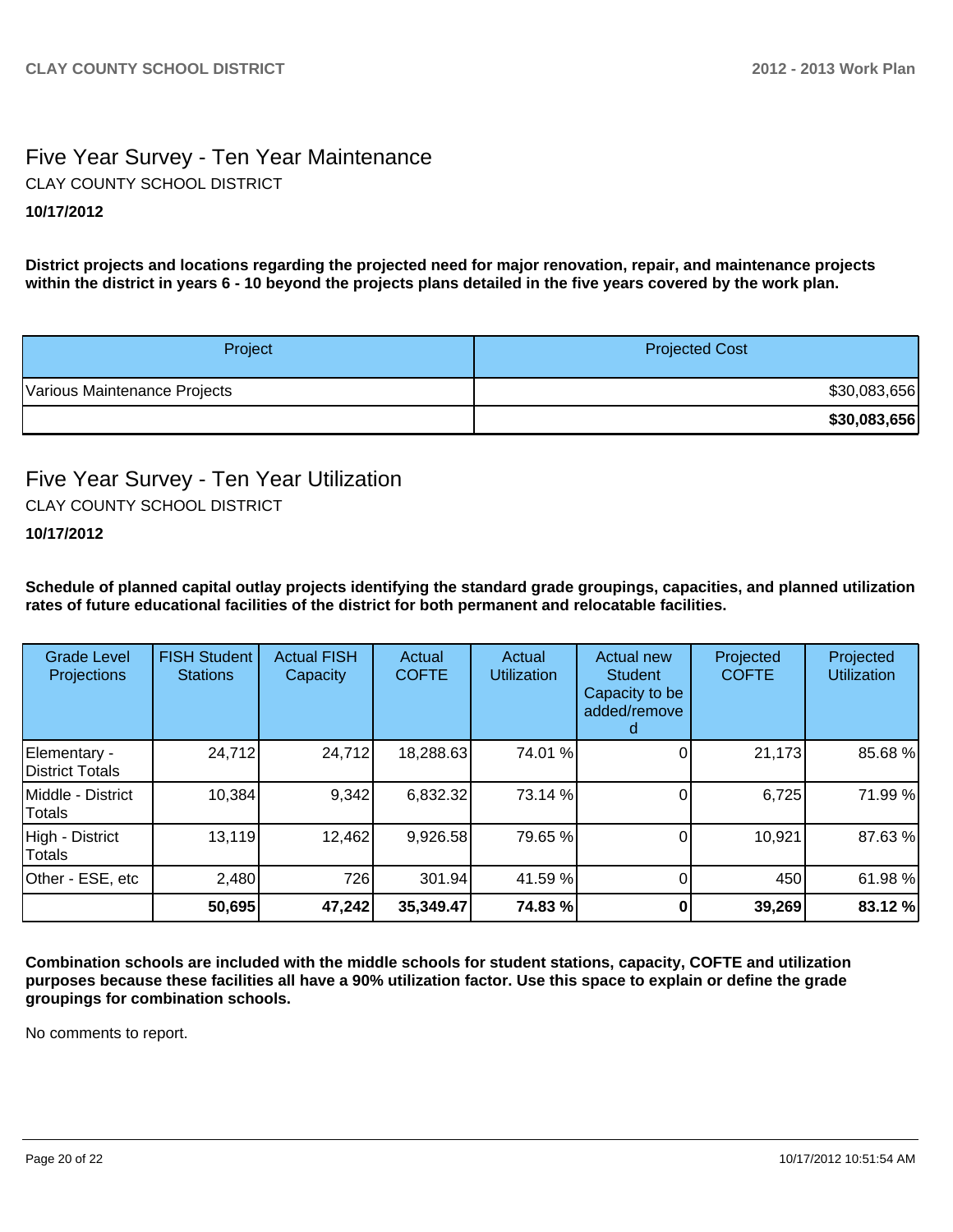## Five Year Survey - Ten Year Maintenance

CLAY COUNTY SCHOOL DISTRICT

**10/17/2012**

**District projects and locations regarding the projected need for major renovation, repair, and maintenance projects within the district in years 6 - 10 beyond the projects plans detailed in the five years covered by the work plan.**

| Project | Projected Cost |
|---|---|
| Various Maintenance Projects | $30,083,656 |
| | **$30,083,656** |

## Five Year Survey - Ten Year Utilization

CLAY COUNTY SCHOOL DISTRICT

**10/17/2012**

**Schedule of planned capital outlay projects identifying the standard grade groupings, capacities, and planned utilization rates of future educational facilities of the district for both permanent and relocatable facilities.**

| Grade Level Projections | FISH Student Stations | Actual FISH Capacity | Actual COFTE | Actual Utilization | Actual new Student Capacity to be added/removed | Projected COFTE | Projected Utilization |
|---|---|---|---|---|---|---|---|
| Elementary - District Totals | 24,712 | 24,712 | 18,288.63 | 74.01 % | 0 | 21,173 | 85.68 % |
| Middle - District Totals | 10,384 | 9,342 | 6,832.32 | 73.14 % | 0 | 6,725 | 71.99 % |
| High - District Totals | 13,119 | 12,462 | 9,926.58 | 79.65 % | 0 | 10,921 | 87.63 % |
| Other - ESE, etc | 2,480 | 726 | 301.94 | 41.59 % | 0 | 450 | 61.98 % |
| | **50,695** | **47,242** | **35,349.47** | **74.83 %** | **0** | **39,269** | **83.12 %** |

**Combination schools are included with the middle schools for student stations, capacity, COFTE and utilization purposes because these facilities all have a 90% utilization factor. Use this space to explain or define the grade groupings for combination schools.**

No comments to report.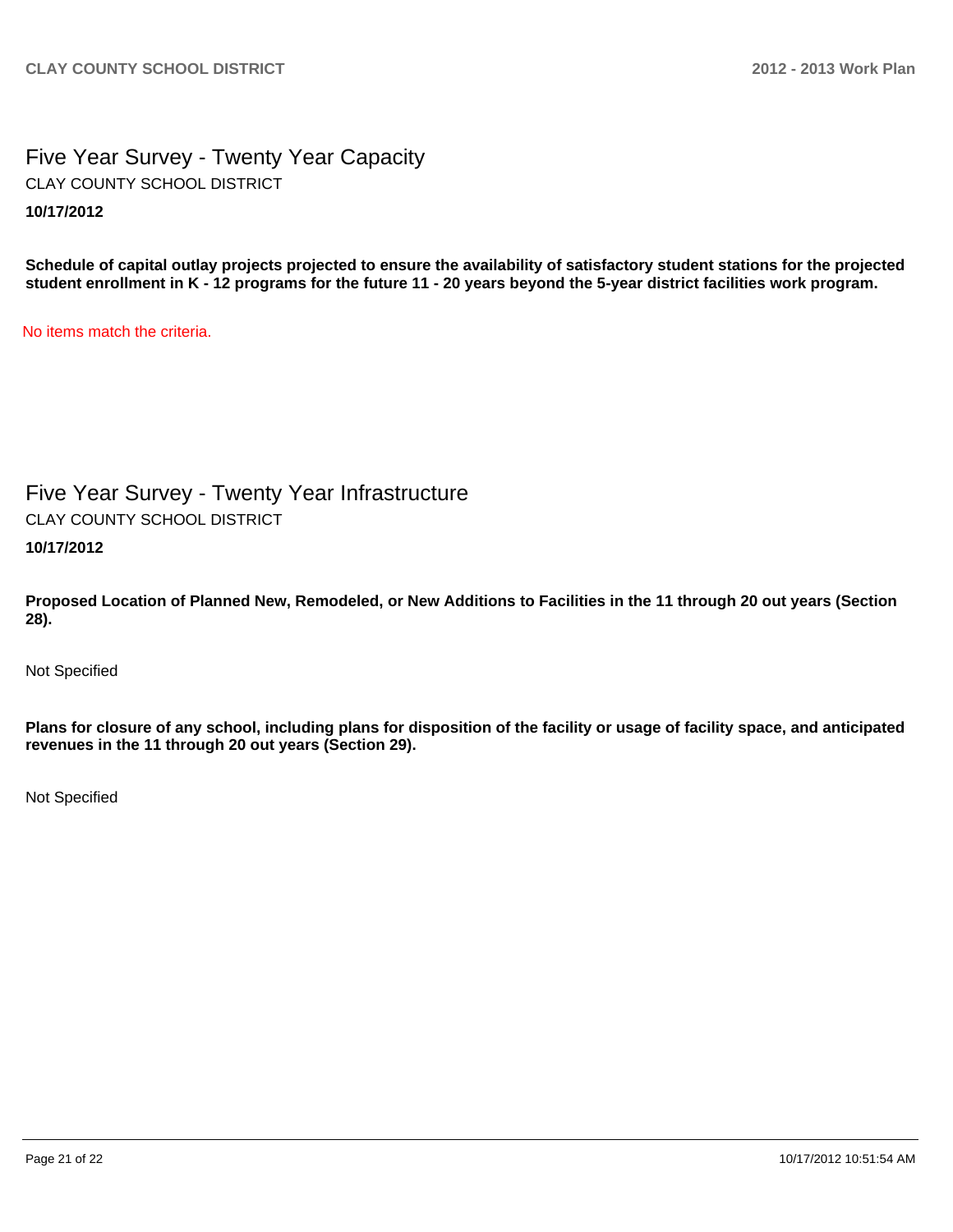## Five Year Survey - Twenty Year Capacity

CLAY COUNTY SCHOOL DISTRICT

**10/17/2012**

**Schedule of capital outlay projects projected to ensure the availability of satisfactory student stations for the projected student enrollment in K - 12 programs for the future 11 - 20 years beyond the 5-year district facilities work program.**

No items match the criteria.

## Five Year Survey - Twenty Year Infrastructure

CLAY COUNTY SCHOOL DISTRICT

**10/17/2012**

**Proposed Location of Planned New, Remodeled, or New Additions to Facilities in the 11 through 20 out years (Section 28).**

Not Specified

**Plans for closure of any school, including plans for disposition of the facility or usage of facility space, and anticipated revenues in the 11 through 20 out years (Section 29).**

Not Specified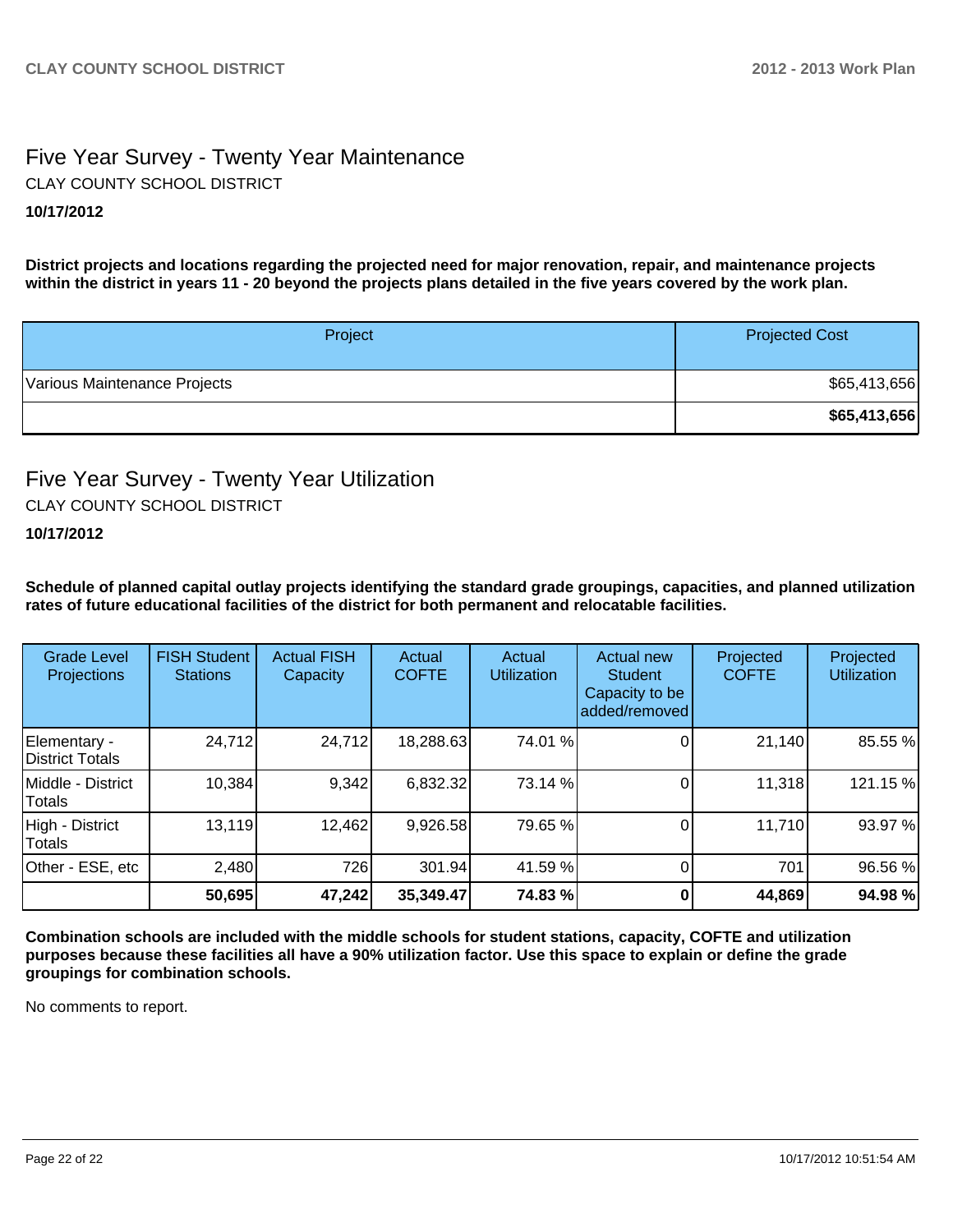## Five Year Survey - Twenty Year Maintenance

CLAY COUNTY SCHOOL DISTRICT

**10/17/2012**

**District projects and locations regarding the projected need for major renovation, repair, and maintenance projects within the district in years 11 - 20 beyond the projects plans detailed in the five years covered by the work plan.**

| Project | Projected Cost |
|---|---|
| Various Maintenance Projects | $65,413,656 |
| | **$65,413,656** |

## Five Year Survey - Twenty Year Utilization

CLAY COUNTY SCHOOL DISTRICT

**10/17/2012**

**Schedule of planned capital outlay projects identifying the standard grade groupings, capacities, and planned utilization rates of future educational facilities of the district for both permanent and relocatable facilities.**

| Grade Level Projections | FISH Student Stations | Actual FISH Capacity | Actual COFTE | Actual Utilization | Actual new Student Capacity to be added/removed | Projected COFTE | Projected Utilization |
|---|---|---|---|---|---|---|---|
| Elementary - District Totals | 24,712 | 24,712 | 18,288.63 | 74.01 % | 0 | 21,140 | 85.55 % |
| Middle - District Totals | 10,384 | 9,342 | 6,832.32 | 73.14 % | 0 | 11,318 | 121.15 % |
| High - District Totals | 13,119 | 12,462 | 9,926.58 | 79.65 % | 0 | 11,710 | 93.97 % |
| Other - ESE, etc | 2,480 | 726 | 301.94 | 41.59 % | 0 | 701 | 96.56 % |
| | **50,695** | **47,242** | **35,349.47** | **74.83 %** | **0** | **44,869** | **94.98 %** |

**Combination schools are included with the middle schools for student stations, capacity, COFTE and utilization purposes because these facilities all have a 90% utilization factor. Use this space to explain or define the grade groupings for combination schools.**

No comments to report.